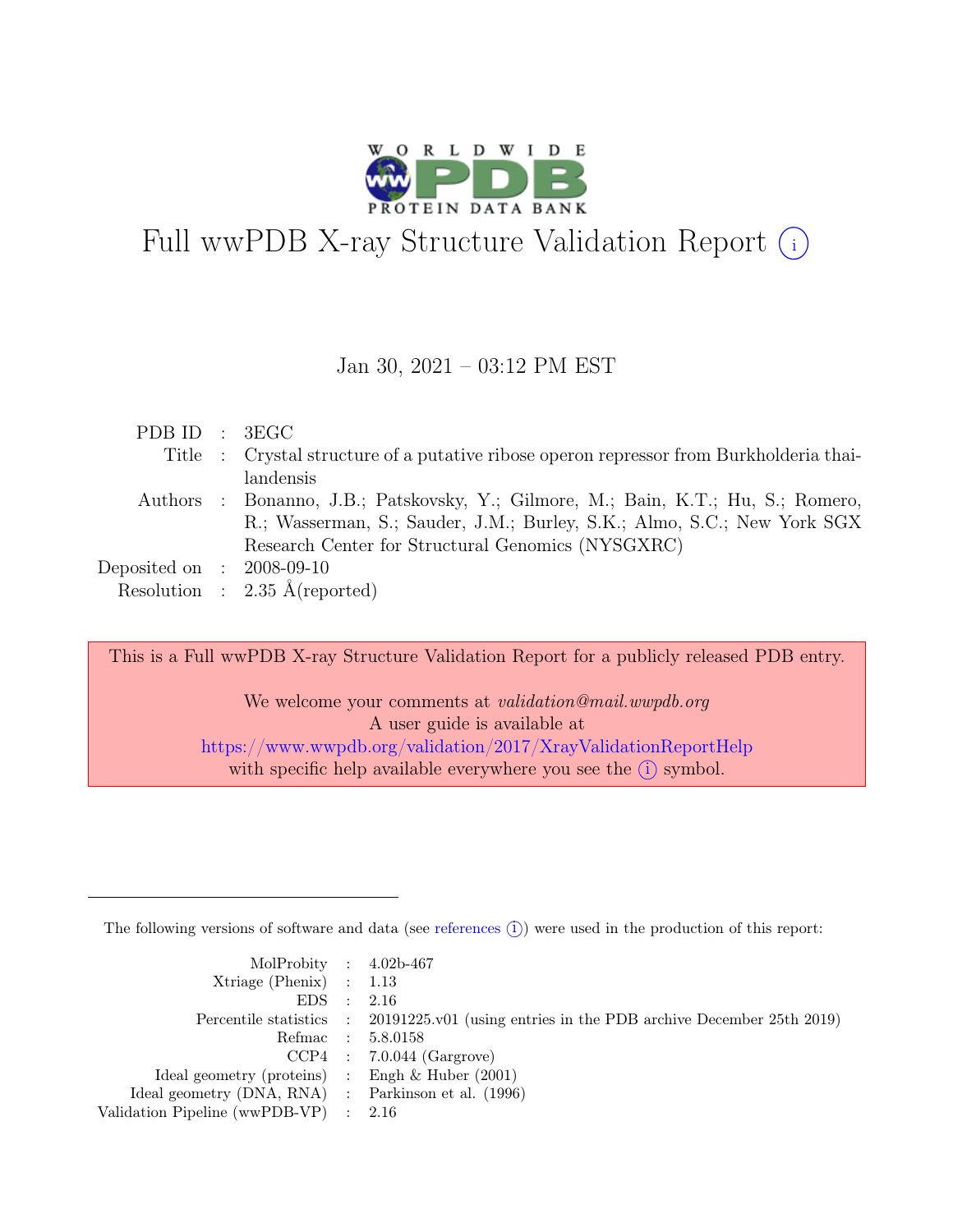# Full wwPDB X-ray Structure Validation Report (i)

Jan 30, 2021 – 03:12 PM EST

| | | |
|---|---|---|
| PDB ID | : | 3EGC |
| Title | : | Crystal structure of a putative ribose operon repressor from Burkholderia thailandensis |
| Authors | : | Bonanno, J.B.; Patskovsky, Y.; Gilmore, M.; Bain, K.T.; Hu, S.; Romero, R.; Wasserman, S.; Sauder, J.M.; Burley, S.K.; Almo, S.C.; New York SGX Research Center for Structural Genomics (NYSGXRC) |
| Deposited on | : | 2008-09-10 |
| Resolution | : | 2.35 Å(reported) |

This is a Full wwPDB X-ray Structure Validation Report for a publicly released PDB entry.

We welcome your comments at *validation@mail.wwpdb.org*
A user guide is available at
https://www.wwpdb.org/validation/2017/XrayValidationReportHelp
with specific help available everywhere you see the (i) symbol.

The following versions of software and data (see references (i)) were used in the production of this report:

| | | |
|---|---|---|
| MolProbity | : | 4.02b-467 |
| Xtriage (Phenix) | : | 1.13 |
| EDS | : | 2.16 |
| Percentile statistics | : | 20191225.v01 (using entries in the PDB archive December 25th 2019) |
| Refmac | : | 5.8.0158 |
| CCP4 | : | 7.0.044 (Gargrove) |
| Ideal geometry (proteins) | : | Engh & Huber (2001) |
| Ideal geometry (DNA, RNA) | : | Parkinson et al. (1996) |
| Validation Pipeline (wwPDB-VP) | : | 2.16 |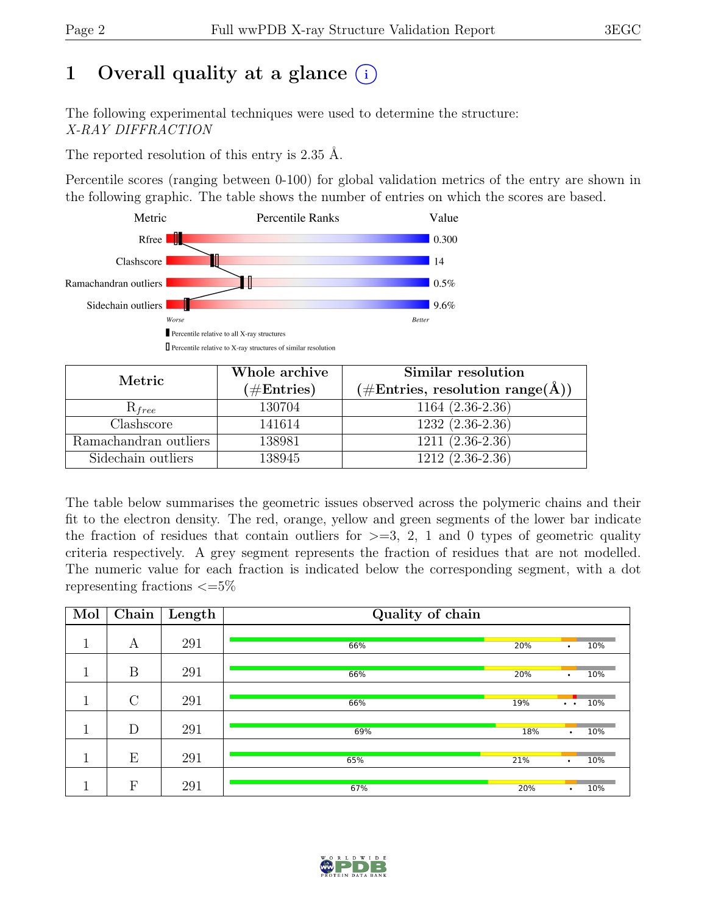# 1 Overall quality at a glance (i)

The following experimental techniques were used to determine the structure:
*X-RAY DIFFRACTION*

The reported resolution of this entry is 2.35 Å.

Percentile scores (ranging between 0-100) for global validation metrics of the entry are shown in the following graphic. The table shows the number of entries on which the scores are based.

| Metric | Value |
|---|---|
| Rfree | 0.300 |
| Clashscore | 14 |
| Ramachandran outliers | 0.5% |
| Sidechain outliers | 9.6% |

| Metric | Whole archive (#Entries) | Similar resolution (#Entries, resolution range(Å)) |
|---|---|---|
| $R_{free}$ | 130704 | 1164 (2.36-2.36) |
| Clashscore | 141614 | 1232 (2.36-2.36) |
| Ramachandran outliers | 138981 | 1211 (2.36-2.36) |
| Sidechain outliers | 138945 | 1212 (2.36-2.36) |

The table below summarises the geometric issues observed across the polymeric chains and their fit to the electron density. The red, orange, yellow and green segments of the lower bar indicate the fraction of residues that contain outliers for >=3, 2, 1 and 0 types of geometric quality criteria respectively. A grey segment represents the fraction of residues that are not modelled. The numeric value for each fraction is indicated below the corresponding segment, with a dot representing fractions <=5%

| Mol | Chain | Length | Quality of chain |
|---|---|---|---|
| 1 | A | 291 | 66% 20% • 10% |
| 1 | B | 291 | 66% 20% • 10% |
| 1 | C | 291 | 66% 19% • • 10% |
| 1 | D | 291 | 69% 18% • 10% |
| 1 | E | 291 | 65% 21% • 10% |
| 1 | F | 291 | 67% 20% • 10% |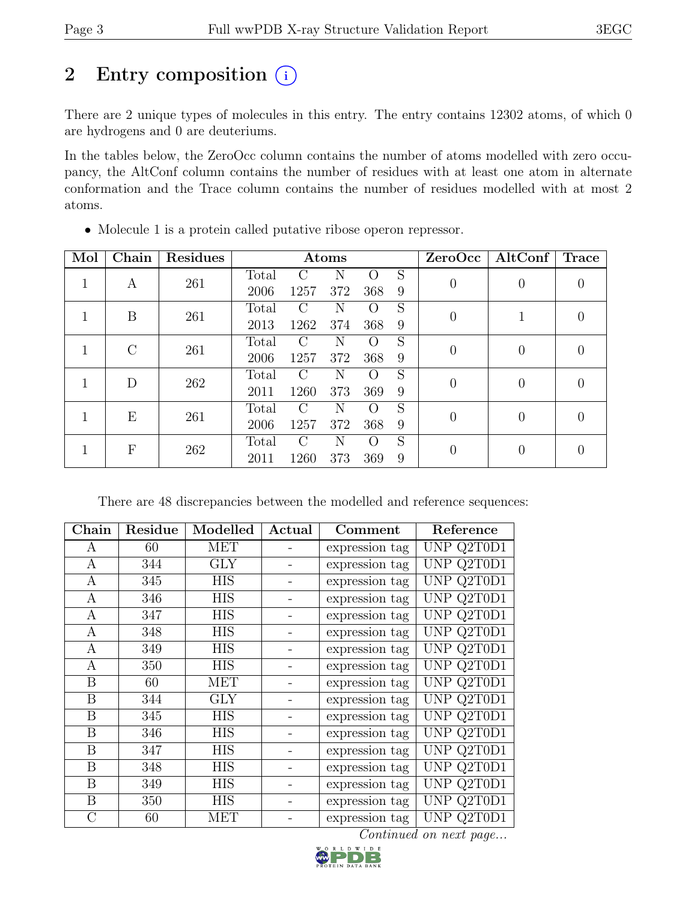# 2 Entry composition (i)

There are 2 unique types of molecules in this entry. The entry contains 12302 atoms, of which 0 are hydrogens and 0 are deuteriums.

In the tables below, the ZeroOcc column contains the number of atoms modelled with zero occupancy, the AltConf column contains the number of residues with at least one atom in alternate conformation and the Trace column contains the number of residues modelled with at most 2 atoms.

- Molecule 1 is a protein called putative ribose operon repressor.

| Mol | Chain | Residues | Atoms | | | | | ZeroOcc | AltConf | Trace |
|---|---|---|---|---|---|---|---|---|---|---|
| 1 | A | 261 | Total<br>2006 | C<br>1257 | N<br>372 | O<br>368 | S<br>9 | 0 | 0 | 0 |
| 1 | B | 261 | Total<br>2013 | C<br>1262 | N<br>374 | O<br>368 | S<br>9 | 0 | 1 | 0 |
| 1 | C | 261 | Total<br>2006 | C<br>1257 | N<br>372 | O<br>368 | S<br>9 | 0 | 0 | 0 |
| 1 | D | 262 | Total<br>2011 | C<br>1260 | N<br>373 | O<br>369 | S<br>9 | 0 | 0 | 0 |
| 1 | E | 261 | Total<br>2006 | C<br>1257 | N<br>372 | O<br>368 | S<br>9 | 0 | 0 | 0 |
| 1 | F | 262 | Total<br>2011 | C<br>1260 | N<br>373 | O<br>369 | S<br>9 | 0 | 0 | 0 |

There are 48 discrepancies between the modelled and reference sequences:

| Chain | Residue | Modelled | Actual | Comment | Reference |
|---|---|---|---|---|---|
| A | 60 | MET | - | expression tag | UNP Q2T0D1 |
| A | 344 | GLY | - | expression tag | UNP Q2T0D1 |
| A | 345 | HIS | - | expression tag | UNP Q2T0D1 |
| A | 346 | HIS | - | expression tag | UNP Q2T0D1 |
| A | 347 | HIS | - | expression tag | UNP Q2T0D1 |
| A | 348 | HIS | - | expression tag | UNP Q2T0D1 |
| A | 349 | HIS | - | expression tag | UNP Q2T0D1 |
| A | 350 | HIS | - | expression tag | UNP Q2T0D1 |
| B | 60 | MET | - | expression tag | UNP Q2T0D1 |
| B | 344 | GLY | - | expression tag | UNP Q2T0D1 |
| B | 345 | HIS | - | expression tag | UNP Q2T0D1 |
| B | 346 | HIS | - | expression tag | UNP Q2T0D1 |
| B | 347 | HIS | - | expression tag | UNP Q2T0D1 |
| B | 348 | HIS | - | expression tag | UNP Q2T0D1 |
| B | 349 | HIS | - | expression tag | UNP Q2T0D1 |
| B | 350 | HIS | - | expression tag | UNP Q2T0D1 |
| C | 60 | MET | - | expression tag | UNP Q2T0D1 |

*Continued on next page...*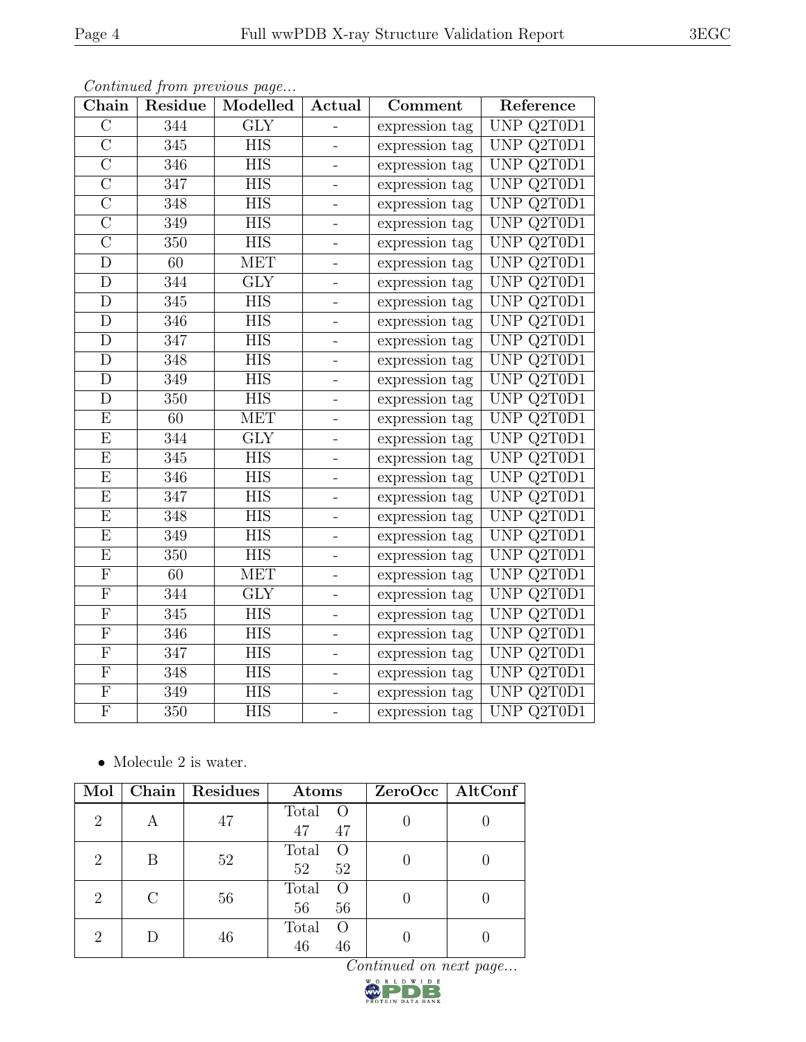*Continued from previous page...*

| Chain | Residue | Modelled | Actual | Comment | Reference |
|---|---|---|---|---|---|
| C | 344 | GLY | - | expression tag | UNP Q2T0D1 |
| C | 345 | HIS | - | expression tag | UNP Q2T0D1 |
| C | 346 | HIS | - | expression tag | UNP Q2T0D1 |
| C | 347 | HIS | - | expression tag | UNP Q2T0D1 |
| C | 348 | HIS | - | expression tag | UNP Q2T0D1 |
| C | 349 | HIS | - | expression tag | UNP Q2T0D1 |
| C | 350 | HIS | - | expression tag | UNP Q2T0D1 |
| D | 60 | MET | - | expression tag | UNP Q2T0D1 |
| D | 344 | GLY | - | expression tag | UNP Q2T0D1 |
| D | 345 | HIS | - | expression tag | UNP Q2T0D1 |
| D | 346 | HIS | - | expression tag | UNP Q2T0D1 |
| D | 347 | HIS | - | expression tag | UNP Q2T0D1 |
| D | 348 | HIS | - | expression tag | UNP Q2T0D1 |
| D | 349 | HIS | - | expression tag | UNP Q2T0D1 |
| D | 350 | HIS | - | expression tag | UNP Q2T0D1 |
| E | 60 | MET | - | expression tag | UNP Q2T0D1 |
| E | 344 | GLY | - | expression tag | UNP Q2T0D1 |
| E | 345 | HIS | - | expression tag | UNP Q2T0D1 |
| E | 346 | HIS | - | expression tag | UNP Q2T0D1 |
| E | 347 | HIS | - | expression tag | UNP Q2T0D1 |
| E | 348 | HIS | - | expression tag | UNP Q2T0D1 |
| E | 349 | HIS | - | expression tag | UNP Q2T0D1 |
| E | 350 | HIS | - | expression tag | UNP Q2T0D1 |
| F | 60 | MET | - | expression tag | UNP Q2T0D1 |
| F | 344 | GLY | - | expression tag | UNP Q2T0D1 |
| F | 345 | HIS | - | expression tag | UNP Q2T0D1 |
| F | 346 | HIS | - | expression tag | UNP Q2T0D1 |
| F | 347 | HIS | - | expression tag | UNP Q2T0D1 |
| F | 348 | HIS | - | expression tag | UNP Q2T0D1 |
| F | 349 | HIS | - | expression tag | UNP Q2T0D1 |
| F | 350 | HIS | - | expression tag | UNP Q2T0D1 |

- Molecule 2 is water.

| Mol | Chain | Residues | Atoms | ZeroOcc | AltConf |
|---|---|---|---|---|---|
| 2 | A | 47 | Total O<br>47 47 | 0 | 0 |
| 2 | B | 52 | Total O<br>52 52 | 0 | 0 |
| 2 | C | 56 | Total O<br>56 56 | 0 | 0 |
| 2 | D | 46 | Total O<br>46 46 | 0 | 0 |

*Continued on next page...*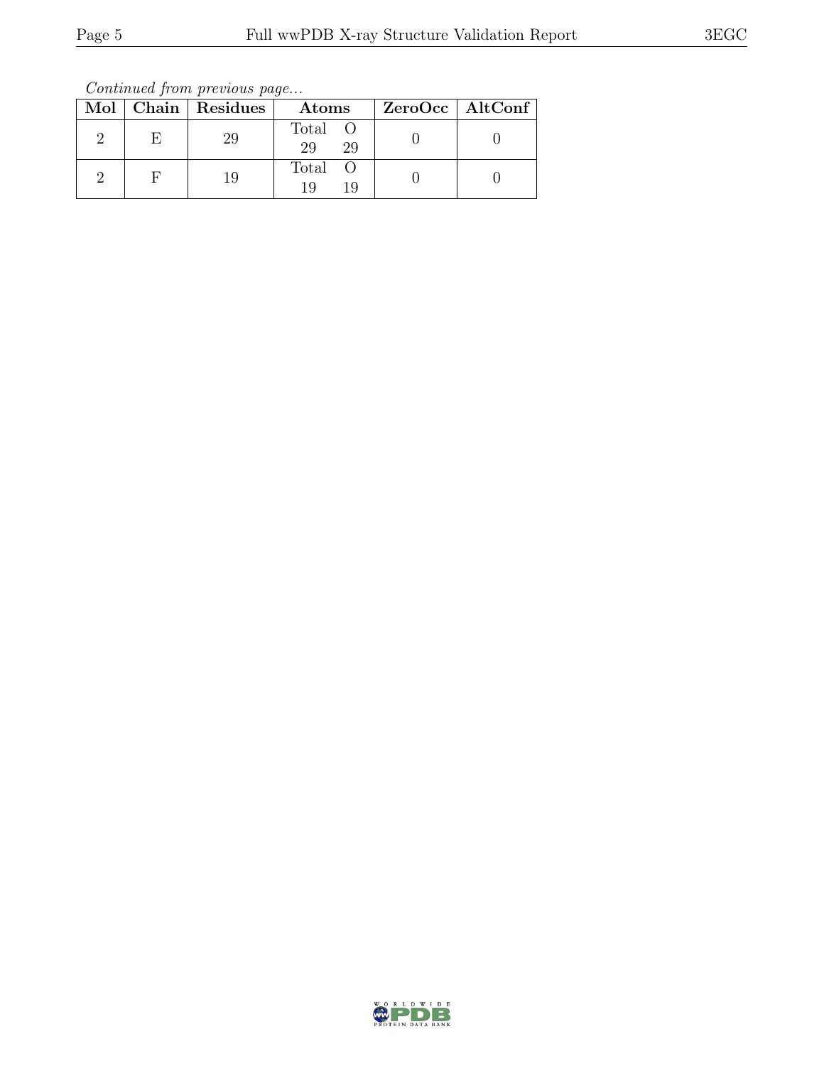*Continued from previous page...*

| Mol | Chain | Residues | Atoms | | ZeroOcc | AltConf |
|---|---|---|---|---|---|---|
| | | | Total | O | | |
| 2 | E | 29 | 29 | 29 | 0 | 0 |
| 2 | F | 19 | 19 | 19 | 0 | 0 |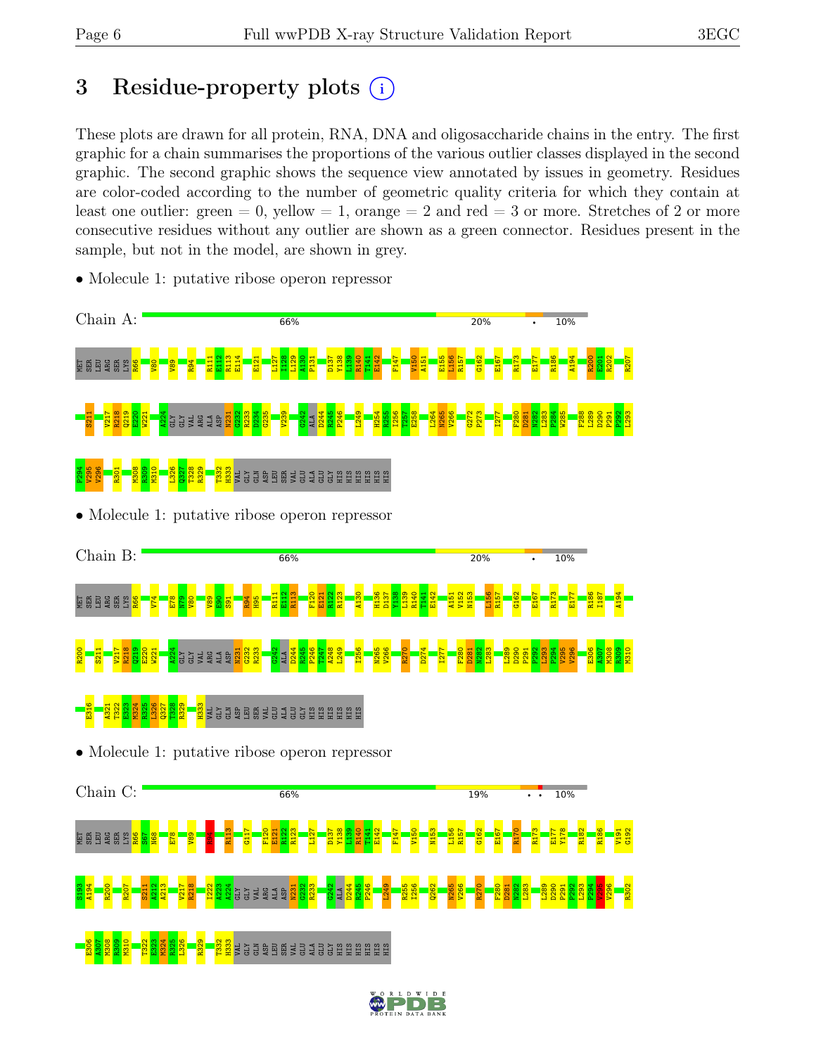# 3 Residue-property plots

These plots are drawn for all protein, RNA, DNA and oligosaccharide chains in the entry. The first graphic for a chain summarises the proportions of the various outlier classes displayed in the second graphic. The second graphic shows the sequence view annotated by issues in geometry. Residues are color-coded according to the number of geometric quality criteria for which they contain at least one outlier: green = 0, yellow = 1, orange = 2 and red = 3 or more. Stretches of 2 or more consecutive residues without any outlier are shown as a green connector. Residues present in the sample, but not in the model, are shown in grey.

- Molecule 1: putative ribose operon repressor

Chain A: 66% 20% • 10%

MET SER LEU ARG SER LYS R66 V80 V89 R94 R111 E112 R113 E114 E121 L127 I128 L129 A130 P131 D137 Y138 L139 R140 T141 E142 F147 V150 A151 E155 L156 R157 G162 E167 R173 E177 R186 A194 R200 F201 R202 R207 S211 V217 R218 Q219 E220 W221 A224 GLY GLY VAL ARG ALA ASP N231 G232 R233 D234 G235 V239 G242 ALA D244 R245 P246 L249 H254 R255 I256 T257 E258 L264 N265 V266 G272 P273 I277 F280 D281 N282 L283 P284 W285 F288 L289 D290 P291 P292 L293 P294 V295 V296 R301 M308 R309 M310 L326 Q327 T328 R329 T332 H333 VAL GLY GLN ASP LEU SER VAL GLU ALA GLU GLY HIS HIS HIS HIS HIS HIS

- Molecule 1: putative ribose operon repressor

Chain B: 66% 20% • 10%

MET SER LEU ARG SER LYS R66 V74 E78 N79 V80 V89 E90 S91 R94 H95 R111 E112 R113 F120 E121 R122 R123 A130 H136 D137 Y138 L139 R140 T141 E142 A151 V152 N153 L156 R157 G162 E167 R173 E177 R186 I187 A194 R200 S211 V217 R218 Q219 E220 W221 A224 GLY GLY VAL ARG ALA ASP N231 G232 R233 G242 ALA D244 R245 P246 T247 A248 L249 I256 N265 V266 R270 D274 I277 F280 D281 N282 L283 L289 D290 P291 P292 L293 P294 V295 V296 E306 A307 M308 R309 M310 E316 A321 T322 E323 M324 R325 L326 Q327 T328 R329 H333 VAL GLY GLN ASP LEU SER VAL GLU ALA GLU GLY HIS HIS HIS HIS HIS HIS

- Molecule 1: putative ribose operon repressor

Chain C: 66% 19% • • 10%

MET SER LEU ARG SER LYS R66 S67 N68 E78 V89 R94 R113 G117 F120 E121 R122 R123 L127 D137 Y138 L139 R140 T141 E142 F147 V150 N153 L156 R157 G162 E167 R170 R173 E177 Y178 R182 R186 V191 G192 S193 A194 R200 R207 S211 A212 A213 V217 R218 I222 A223 A224 GLY GLY VAL ARG ALA ASP N231 G232 R233 G242 ALA D244 R245 P246 L249 R255 I256 Q262 N265 V266 R270 F280 D281 N282 L283 L289 D290 P291 P292 L293 P294 V295 V296 R302 E306 A307 M308 R309 M310 T322 E323 M324 R325 L326 R329 T332 H333 VAL GLY GLN ASP LEU SER VAL GLU ALA GLU GLY HIS HIS HIS HIS HIS HIS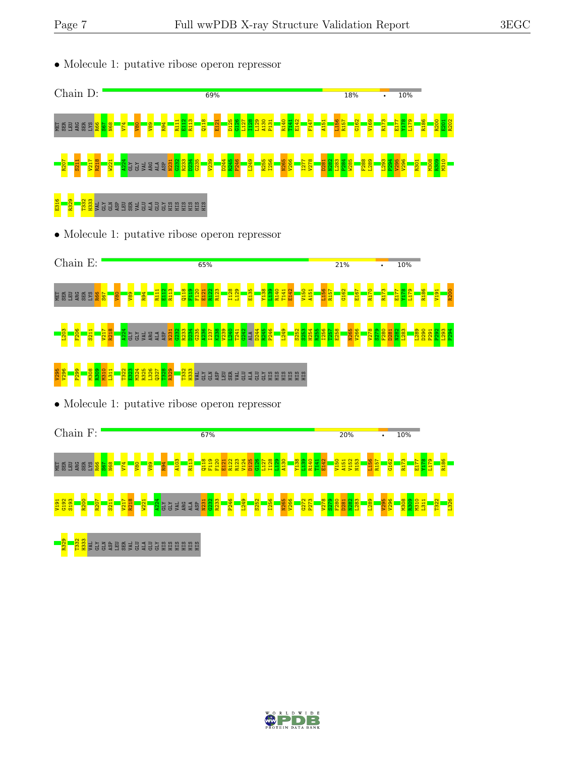• Molecule 1: putative ribose operon repressor

Chain D: 69% 18% • 10%

MET SER LEU ARG SER LYS R66 S67 N68 V74 V80 V89 R94 R111 E112 R113 Q118 E121 D125 G126 L127 I128 L129 A130 P131 R140 T141 E142 F147 A151 L156 R157 G162 V169 R173 E177 Y178 L179 R186 R200 E201 R202

R207 S211 V217 R218 W221 A224 GLY GLY VAL ARG ALA ASP N231 G232 R233 D234 G235 V239 D244 R245 P246 L249 R255 I256 N265 V266 I277 V278 D281 N282 L283 P284 W285 F288 L289 L293 P294 V295 V296 R301 M308 R309 M310

E316 R329 T332 H333 VAL GLY GLN ASP LEU SER VAL GLU ALA GLU GLY HIS HIS HIS HIS HIS HIS

• Molecule 1: putative ribose operon repressor

Chain E: 65% 21% • 10%

MET SER LEU ARG SER LYS R66 S67 V80 V89 R94 R111 E112 R113 Q118 F119 F120 E121 R122 R123 I128 L129 E135 Y138 L139 R140 T141 E142 V150 A151 L156 R157 G162 E167 R170 R173 E177 Y178 L179 R186 V191 R200

L203 F206 S211 V217 R218 A224 GLY GLY VAL ARG ALA ASP N231 G232 R233 D234 A236 I237 K238 V239 L240 T241 G242 ALA D244 R245 P246 L249 S252 S253 H254 R255 I256 T257 E258 N265 V266 V278 S279 F280 D281 N282 L283 L289 D290 P291 P292 L293 P294

V295 V296 P299 M308 R309 M310 L311 T322 E323 M324 R325 L326 Q327 T328 R329 T332 H333 VAL GLY GLN ASP LEU SER VAL GLU ALA GLU GLY HIS HIS HIS HIS HIS HIS

• Molecule 1: putative ribose operon repressor

Chain F: 67% 20% • 10%

MET SER LEU ARG SER LYS R66 S67 N68 V74 V80 V89 R94 A103 R113 Q118 F119 F120 E121 R122 R123 V124 D125 G126 L127 I128 L129 A130 Y138 L139 R140 T141 E142 V150 A151 V152 N153 L156 R157 G162 R173 E177 Y178 L179 R186

V191 G192 S193 R200 R207 S211 V217 R218 W221 A224 GLY GLY VAL ARG ALA ASP N231 G232 R233 P246 L249 S252 I256 N265 V266 G272 P273 V278 S279 F280 D281 N282 L283 L289 V295 V296 M308 R309 M310 L311 T322 L326

R329 T332 H333 VAL GLY GLN ASP LEU SER VAL GLU ALA GLU GLY HIS HIS HIS HIS HIS HIS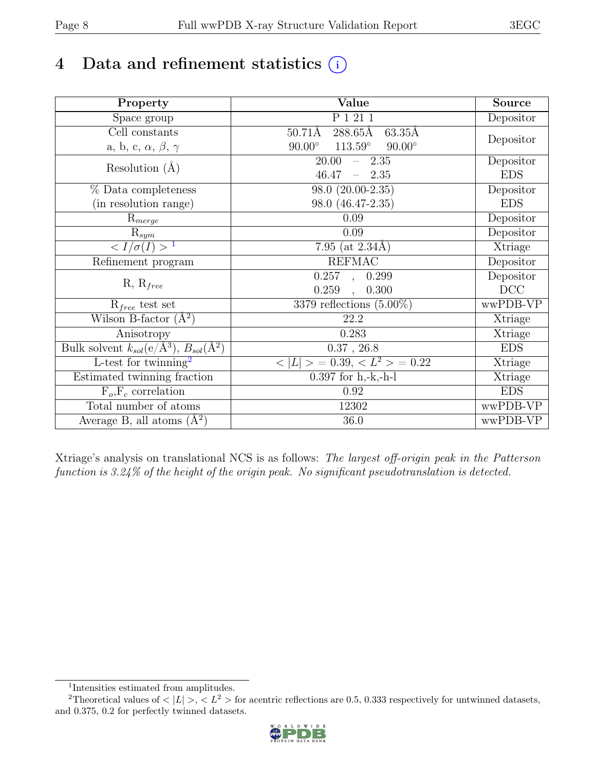# 4 Data and refinement statistics (i)

| Property | Value | Source |
|---|---|---|
| Space group | P 1 21 1 | Depositor |
| Cell constants<br>a, b, c, $\alpha$, $\beta$, $\gamma$ | 50.71Å 288.65Å 63.35Å<br>90.00° 113.59° 90.00° | Depositor |
| Resolution (Å) | 20.00 – 2.35<br>46.47 – 2.35 | Depositor<br>EDS |
| % Data completeness<br>(in resolution range) | 98.0 (20.00-2.35)<br>98.0 (46.47-2.35) | Depositor<br>EDS |
| $R_{merge}$ | 0.09 | Depositor |
| $R_{sym}$ | 0.09 | Depositor |
| $< I/\sigma(I) >$ [1] | 7.95 (at 2.34Å) | Xtriage |
| Refinement program | REFMAC | Depositor |
| R, $R_{free}$ | 0.257 , 0.299<br>0.259 , 0.300 | Depositor<br>DCC |
| $R_{free}$ test set | 3379 reflections (5.00%) | wwPDB-VP |
| Wilson B-factor (Å$^2$) | 22.2 | Xtriage |
| Anisotropy | 0.283 | Xtriage |
| Bulk solvent $k_{sol}$(e/Å$^3$), $B_{sol}$(Å$^2$) | 0.37 , 26.8 | EDS |
| L-test for twinning[2] | $< \|L\| > = 0.39$, $< L^2 > = 0.22$ | Xtriage |
| Estimated twinning fraction | 0.397 for h,-k,-h-l | Xtriage |
| $F_o$,$F_c$ correlation | 0.92 | EDS |
| Total number of atoms | 12302 | wwPDB-VP |
| Average B, all atoms (Å$^2$) | 36.0 | wwPDB-VP |

Xtriage's analysis on translational NCS is as follows: *The largest off-origin peak in the Patterson function is 3.24% of the height of the origin peak. No significant pseudotranslation is detected.*

[1] Intensities estimated from amplitudes.

[2] Theoretical values of $< |L| >$, $< L^2 >$ for acentric reflections are 0.5, 0.333 respectively for untwinned datasets, and 0.375, 0.2 for perfectly twinned datasets.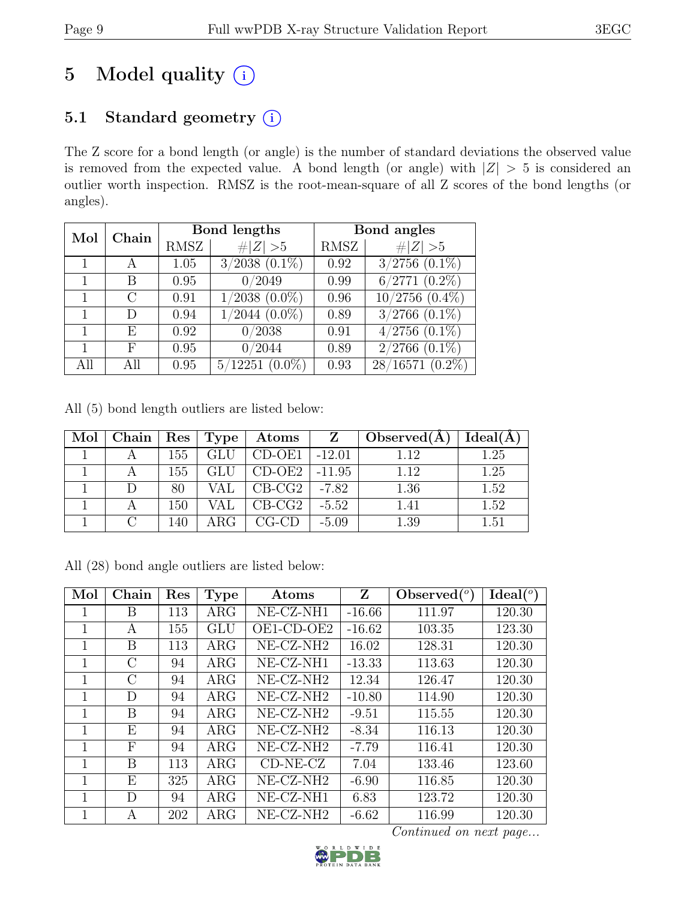# 5 Model quality

## 5.1 Standard geometry

The Z score for a bond length (or angle) is the number of standard deviations the observed value is removed from the expected value. A bond length (or angle) with $|Z| > 5$ is considered an outlier worth inspection. RMSZ is the root-mean-square of all Z scores of the bond lengths (or angles).

| Mol | Chain | Bond lengths | | Bond angles | |
|---|---|---|---|---|---|
| | | RMSZ | $\#|Z| > 5$ | RMSZ | $\#|Z| > 5$ |
| 1 | A | 1.05 | 3/2038 (0.1%) | 0.92 | 3/2756 (0.1%) |
| 1 | B | 0.95 | 0/2049 | 0.99 | 6/2771 (0.2%) |
| 1 | C | 0.91 | 1/2038 (0.0%) | 0.96 | 10/2756 (0.4%) |
| 1 | D | 0.94 | 1/2044 (0.0%) | 0.89 | 3/2766 (0.1%) |
| 1 | E | 0.92 | 0/2038 | 0.91 | 4/2756 (0.1%) |
| 1 | F | 0.95 | 0/2044 | 0.89 | 2/2766 (0.1%) |
| All | All | 0.95 | 5/12251 (0.0%) | 0.93 | 28/16571 (0.2%) |

All (5) bond length outliers are listed below:

| Mol | Chain | Res | Type | Atoms | Z | Observed(Å) | Ideal(Å) |
|---|---|---|---|---|---|---|---|
| 1 | A | 155 | GLU | CD-OE1 | -12.01 | 1.12 | 1.25 |
| 1 | A | 155 | GLU | CD-OE2 | -11.95 | 1.12 | 1.25 |
| 1 | D | 80 | VAL | CB-CG2 | -7.82 | 1.36 | 1.52 |
| 1 | A | 150 | VAL | CB-CG2 | -5.52 | 1.41 | 1.52 |
| 1 | C | 140 | ARG | CG-CD | -5.09 | 1.39 | 1.51 |

All (28) bond angle outliers are listed below:

| Mol | Chain | Res | Type | Atoms | Z | Observed($^o$) | Ideal($^o$) |
|---|---|---|---|---|---|---|---|
| 1 | B | 113 | ARG | NE-CZ-NH1 | -16.66 | 111.97 | 120.30 |
| 1 | A | 155 | GLU | OE1-CD-OE2 | -16.62 | 103.35 | 123.30 |
| 1 | B | 113 | ARG | NE-CZ-NH2 | 16.02 | 128.31 | 120.30 |
| 1 | C | 94 | ARG | NE-CZ-NH1 | -13.33 | 113.63 | 120.30 |
| 1 | C | 94 | ARG | NE-CZ-NH2 | 12.34 | 126.47 | 120.30 |
| 1 | D | 94 | ARG | NE-CZ-NH2 | -10.80 | 114.90 | 120.30 |
| 1 | B | 94 | ARG | NE-CZ-NH2 | -9.51 | 115.55 | 120.30 |
| 1 | E | 94 | ARG | NE-CZ-NH2 | -8.34 | 116.13 | 120.30 |
| 1 | F | 94 | ARG | NE-CZ-NH2 | -7.79 | 116.41 | 120.30 |
| 1 | B | 113 | ARG | CD-NE-CZ | 7.04 | 133.46 | 123.60 |
| 1 | E | 325 | ARG | NE-CZ-NH2 | -6.90 | 116.85 | 120.30 |
| 1 | D | 94 | ARG | NE-CZ-NH1 | 6.83 | 123.72 | 120.30 |
| 1 | A | 202 | ARG | NE-CZ-NH2 | -6.62 | 116.99 | 120.30 |

*Continued on next page...*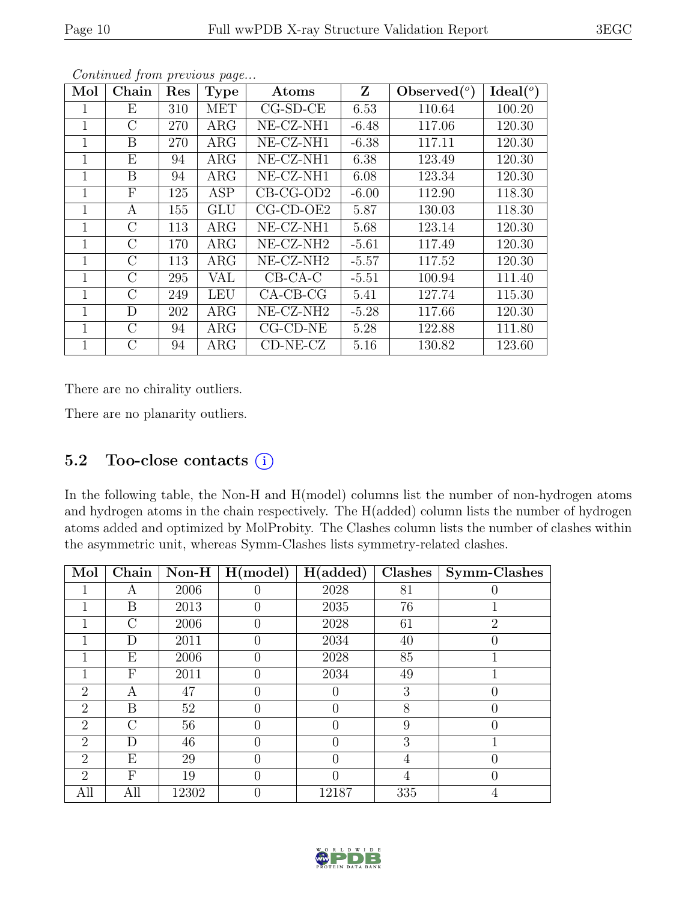*Continued from previous page...*

| Mol | Chain | Res | Type | Atoms | Z | Observed(°) | Ideal(°) |
|---|---|---|---|---|---|---|---|
| 1 | E | 310 | MET | CG-SD-CE | 6.53 | 110.64 | 100.20 |
| 1 | C | 270 | ARG | NE-CZ-NH1 | -6.48 | 117.06 | 120.30 |
| 1 | B | 270 | ARG | NE-CZ-NH1 | -6.38 | 117.11 | 120.30 |
| 1 | E | 94 | ARG | NE-CZ-NH1 | 6.38 | 123.49 | 120.30 |
| 1 | B | 94 | ARG | NE-CZ-NH1 | 6.08 | 123.34 | 120.30 |
| 1 | F | 125 | ASP | CB-CG-OD2 | -6.00 | 112.90 | 118.30 |
| 1 | A | 155 | GLU | CG-CD-OE2 | 5.87 | 130.03 | 118.30 |
| 1 | C | 113 | ARG | NE-CZ-NH1 | 5.68 | 123.14 | 120.30 |
| 1 | C | 170 | ARG | NE-CZ-NH2 | -5.61 | 117.49 | 120.30 |
| 1 | C | 113 | ARG | NE-CZ-NH2 | -5.57 | 117.52 | 120.30 |
| 1 | C | 295 | VAL | CB-CA-C | -5.51 | 100.94 | 111.40 |
| 1 | C | 249 | LEU | CA-CB-CG | 5.41 | 127.74 | 115.30 |
| 1 | D | 202 | ARG | NE-CZ-NH2 | -5.28 | 117.66 | 120.30 |
| 1 | C | 94 | ARG | CG-CD-NE | 5.28 | 122.88 | 111.80 |
| 1 | C | 94 | ARG | CD-NE-CZ | 5.16 | 130.82 | 123.60 |

There are no chirality outliers.

There are no planarity outliers.

## 5.2 Too-close contacts

In the following table, the Non-H and H(model) columns list the number of non-hydrogen atoms and hydrogen atoms in the chain respectively. The H(added) column lists the number of hydrogen atoms added and optimized by MolProbity. The Clashes column lists the number of clashes within the asymmetric unit, whereas Symm-Clashes lists symmetry-related clashes.

| Mol | Chain | Non-H | H(model) | H(added) | Clashes | Symm-Clashes |
|---|---|---|---|---|---|---|
| 1 | A | 2006 | 0 | 2028 | 81 | 0 |
| 1 | B | 2013 | 0 | 2035 | 76 | 1 |
| 1 | C | 2006 | 0 | 2028 | 61 | 2 |
| 1 | D | 2011 | 0 | 2034 | 40 | 0 |
| 1 | E | 2006 | 0 | 2028 | 85 | 1 |
| 1 | F | 2011 | 0 | 2034 | 49 | 1 |
| 2 | A | 47 | 0 | 0 | 3 | 0 |
| 2 | B | 52 | 0 | 0 | 8 | 0 |
| 2 | C | 56 | 0 | 0 | 9 | 0 |
| 2 | D | 46 | 0 | 0 | 3 | 1 |
| 2 | E | 29 | 0 | 0 | 4 | 0 |
| 2 | F | 19 | 0 | 0 | 4 | 0 |
| All | All | 12302 | 0 | 12187 | 335 | 4 |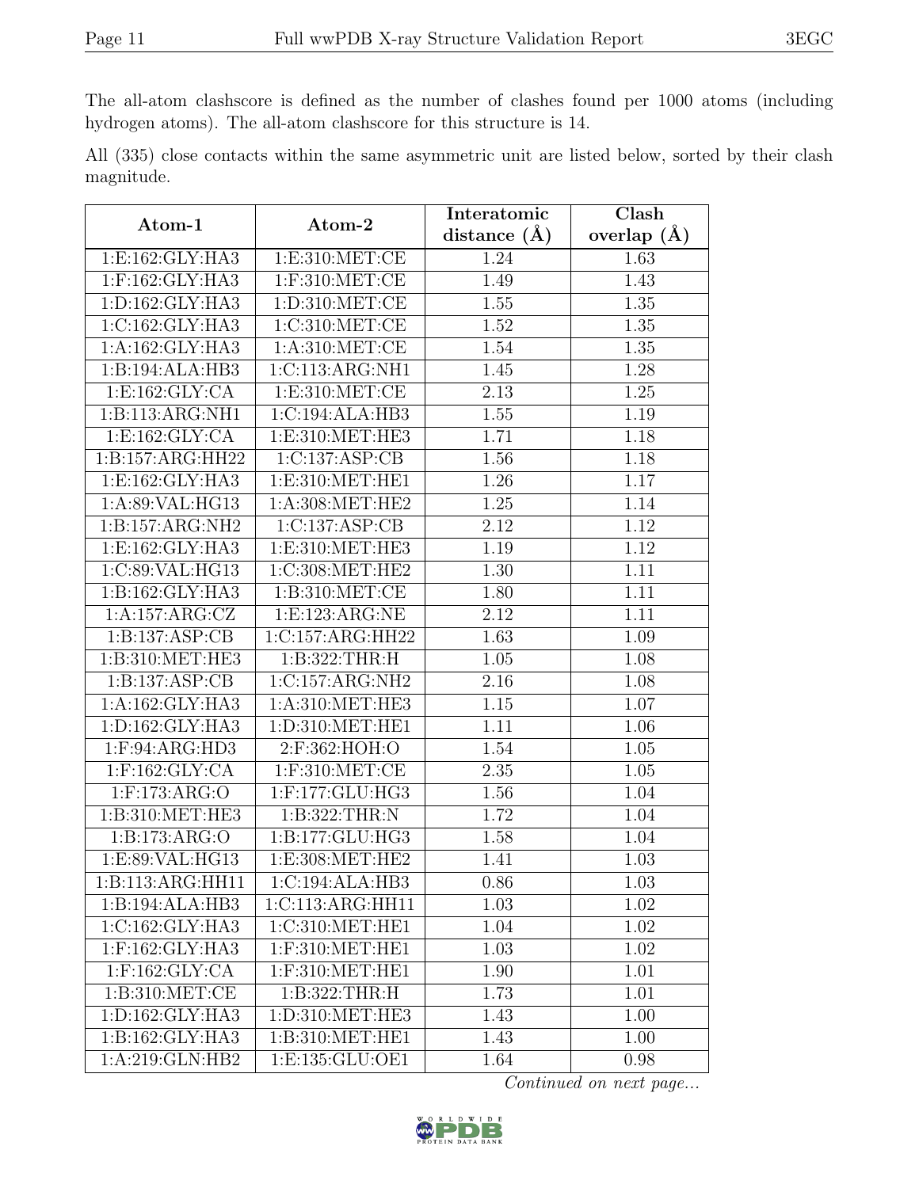The all-atom clashscore is defined as the number of clashes found per 1000 atoms (including hydrogen atoms). The all-atom clashscore for this structure is 14.

All (335) close contacts within the same asymmetric unit are listed below, sorted by their clash magnitude.

| Atom-1 | Atom-2 | Interatomic distance (Å) | Clash overlap (Å) |
|---|---|---|---|
| 1:E:162:GLY:HA3 | 1:E:310:MET:CE | 1.24 | 1.63 |
| 1:F:162:GLY:HA3 | 1:F:310:MET:CE | 1.49 | 1.43 |
| 1:D:162:GLY:HA3 | 1:D:310:MET:CE | 1.55 | 1.35 |
| 1:C:162:GLY:HA3 | 1:C:310:MET:CE | 1.52 | 1.35 |
| 1:A:162:GLY:HA3 | 1:A:310:MET:CE | 1.54 | 1.35 |
| 1:B:194:ALA:HB3 | 1:C:113:ARG:NH1 | 1.45 | 1.28 |
| 1:E:162:GLY:CA | 1:E:310:MET:CE | 2.13 | 1.25 |
| 1:B:113:ARG:NH1 | 1:C:194:ALA:HB3 | 1.55 | 1.19 |
| 1:E:162:GLY:CA | 1:E:310:MET:HE3 | 1.71 | 1.18 |
| 1:B:157:ARG:HH22 | 1:C:137:ASP:CB | 1.56 | 1.18 |
| 1:E:162:GLY:HA3 | 1:E:310:MET:HE1 | 1.26 | 1.17 |
| 1:A:89:VAL:HG13 | 1:A:308:MET:HE2 | 1.25 | 1.14 |
| 1:B:157:ARG:NH2 | 1:C:137:ASP:CB | 2.12 | 1.12 |
| 1:E:162:GLY:HA3 | 1:E:310:MET:HE3 | 1.19 | 1.12 |
| 1:C:89:VAL:HG13 | 1:C:308:MET:HE2 | 1.30 | 1.11 |
| 1:B:162:GLY:HA3 | 1:B:310:MET:CE | 1.80 | 1.11 |
| 1:A:157:ARG:CZ | 1:E:123:ARG:NE | 2.12 | 1.11 |
| 1:B:137:ASP:CB | 1:C:157:ARG:HH22 | 1.63 | 1.09 |
| 1:B:310:MET:HE3 | 1:B:322:THR:H | 1.05 | 1.08 |
| 1:B:137:ASP:CB | 1:C:157:ARG:NH2 | 2.16 | 1.08 |
| 1:A:162:GLY:HA3 | 1:A:310:MET:HE3 | 1.15 | 1.07 |
| 1:D:162:GLY:HA3 | 1:D:310:MET:HE1 | 1.11 | 1.06 |
| 1:F:94:ARG:HD3 | 2:F:362:HOH:O | 1.54 | 1.05 |
| 1:F:162:GLY:CA | 1:F:310:MET:CE | 2.35 | 1.05 |
| 1:F:173:ARG:O | 1:F:177:GLU:HG3 | 1.56 | 1.04 |
| 1:B:310:MET:HE3 | 1:B:322:THR:N | 1.72 | 1.04 |
| 1:B:173:ARG:O | 1:B:177:GLU:HG3 | 1.58 | 1.04 |
| 1:E:89:VAL:HG13 | 1:E:308:MET:HE2 | 1.41 | 1.03 |
| 1:B:113:ARG:HH11 | 1:C:194:ALA:HB3 | 0.86 | 1.03 |
| 1:B:194:ALA:HB3 | 1:C:113:ARG:HH11 | 1.03 | 1.02 |
| 1:C:162:GLY:HA3 | 1:C:310:MET:HE1 | 1.04 | 1.02 |
| 1:F:162:GLY:HA3 | 1:F:310:MET:HE1 | 1.03 | 1.02 |
| 1:F:162:GLY:CA | 1:F:310:MET:HE1 | 1.90 | 1.01 |
| 1:B:310:MET:CE | 1:B:322:THR:H | 1.73 | 1.01 |
| 1:D:162:GLY:HA3 | 1:D:310:MET:HE3 | 1.43 | 1.00 |
| 1:B:162:GLY:HA3 | 1:B:310:MET:HE1 | 1.43 | 1.00 |
| 1:A:219:GLN:HB2 | 1:E:135:GLU:OE1 | 1.64 | 0.98 |

*Continued on next page...*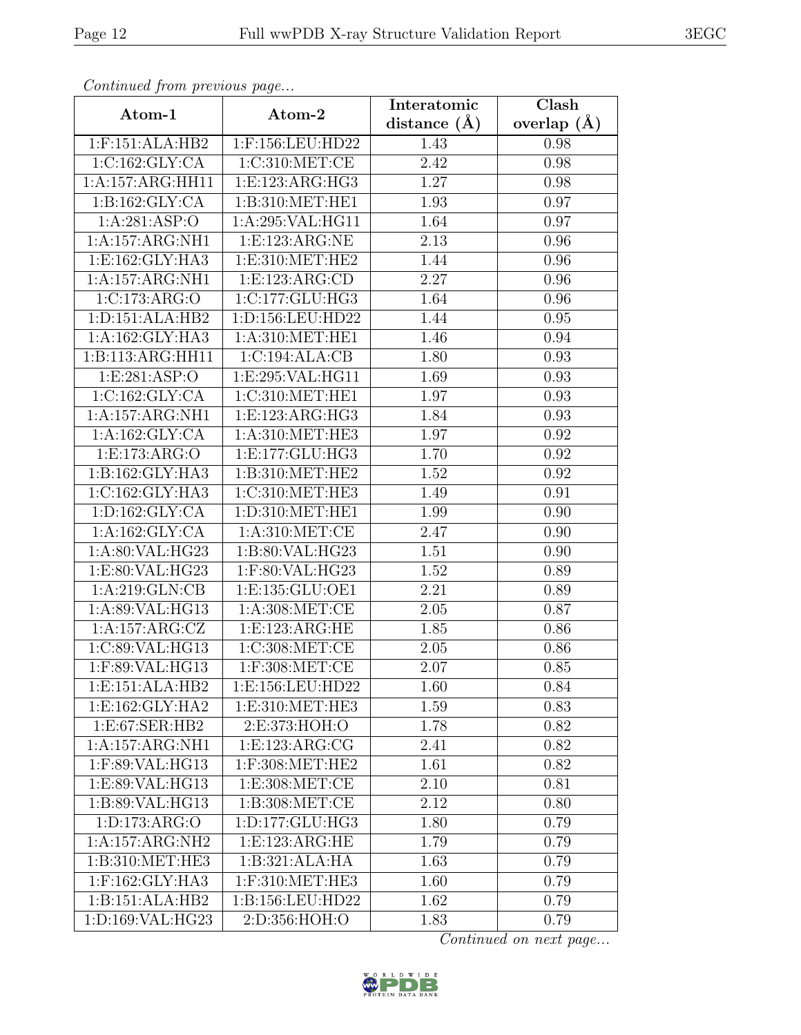*Continued from previous page...*

| Atom-1 | Atom-2 | Interatomic distance (Å) | Clash overlap (Å) |
|---|---|---|---|
| 1:F:151:ALA:HB2 | 1:F:156:LEU:HD22 | 1.43 | 0.98 |
| 1:C:162:GLY:CA | 1:C:310:MET:CE | 2.42 | 0.98 |
| 1:A:157:ARG:HH11 | 1:E:123:ARG:HG3 | 1.27 | 0.98 |
| 1:B:162:GLY:CA | 1:B:310:MET:HE1 | 1.93 | 0.97 |
| 1:A:281:ASP:O | 1:A:295:VAL:HG11 | 1.64 | 0.97 |
| 1:A:157:ARG:NH1 | 1:E:123:ARG:NE | 2.13 | 0.96 |
| 1:E:162:GLY:HA3 | 1:E:310:MET:HE2 | 1.44 | 0.96 |
| 1:A:157:ARG:NH1 | 1:E:123:ARG:CD | 2.27 | 0.96 |
| 1:C:173:ARG:O | 1:C:177:GLU:HG3 | 1.64 | 0.96 |
| 1:D:151:ALA:HB2 | 1:D:156:LEU:HD22 | 1.44 | 0.95 |
| 1:A:162:GLY:HA3 | 1:A:310:MET:HE1 | 1.46 | 0.94 |
| 1:B:113:ARG:HH11 | 1:C:194:ALA:CB | 1.80 | 0.93 |
| 1:E:281:ASP:O | 1:E:295:VAL:HG11 | 1.69 | 0.93 |
| 1:C:162:GLY:CA | 1:C:310:MET:HE1 | 1.97 | 0.93 |
| 1:A:157:ARG:NH1 | 1:E:123:ARG:HG3 | 1.84 | 0.93 |
| 1:A:162:GLY:CA | 1:A:310:MET:HE3 | 1.97 | 0.92 |
| 1:E:173:ARG:O | 1:E:177:GLU:HG3 | 1.70 | 0.92 |
| 1:B:162:GLY:HA3 | 1:B:310:MET:HE2 | 1.52 | 0.92 |
| 1:C:162:GLY:HA3 | 1:C:310:MET:HE3 | 1.49 | 0.91 |
| 1:D:162:GLY:CA | 1:D:310:MET:HE1 | 1.99 | 0.90 |
| 1:A:162:GLY:CA | 1:A:310:MET:CE | 2.47 | 0.90 |
| 1:A:80:VAL:HG23 | 1:B:80:VAL:HG23 | 1.51 | 0.90 |
| 1:E:80:VAL:HG23 | 1:F:80:VAL:HG23 | 1.52 | 0.89 |
| 1:A:219:GLN:CB | 1:E:135:GLU:OE1 | 2.21 | 0.89 |
| 1:A:89:VAL:HG13 | 1:A:308:MET:CE | 2.05 | 0.87 |
| 1:A:157:ARG:CZ | 1:E:123:ARG:HE | 1.85 | 0.86 |
| 1:C:89:VAL:HG13 | 1:C:308:MET:CE | 2.05 | 0.86 |
| 1:F:89:VAL:HG13 | 1:F:308:MET:CE | 2.07 | 0.85 |
| 1:E:151:ALA:HB2 | 1:E:156:LEU:HD22 | 1.60 | 0.84 |
| 1:E:162:GLY:HA2 | 1:E:310:MET:HE3 | 1.59 | 0.83 |
| 1:E:67:SER:HB2 | 2:E:373:HOH:O | 1.78 | 0.82 |
| 1:A:157:ARG:NH1 | 1:E:123:ARG:CG | 2.41 | 0.82 |
| 1:F:89:VAL:HG13 | 1:F:308:MET:HE2 | 1.61 | 0.82 |
| 1:E:89:VAL:HG13 | 1:E:308:MET:CE | 2.10 | 0.81 |
| 1:B:89:VAL:HG13 | 1:B:308:MET:CE | 2.12 | 0.80 |
| 1:D:173:ARG:O | 1:D:177:GLU:HG3 | 1.80 | 0.79 |
| 1:A:157:ARG:NH2 | 1:E:123:ARG:HE | 1.79 | 0.79 |
| 1:B:310:MET:HE3 | 1:B:321:ALA:HA | 1.63 | 0.79 |
| 1:F:162:GLY:HA3 | 1:F:310:MET:HE3 | 1.60 | 0.79 |
| 1:B:151:ALA:HB2 | 1:B:156:LEU:HD22 | 1.62 | 0.79 |
| 1:D:169:VAL:HG23 | 2:D:356:HOH:O | 1.83 | 0.79 |

*Continued on next page...*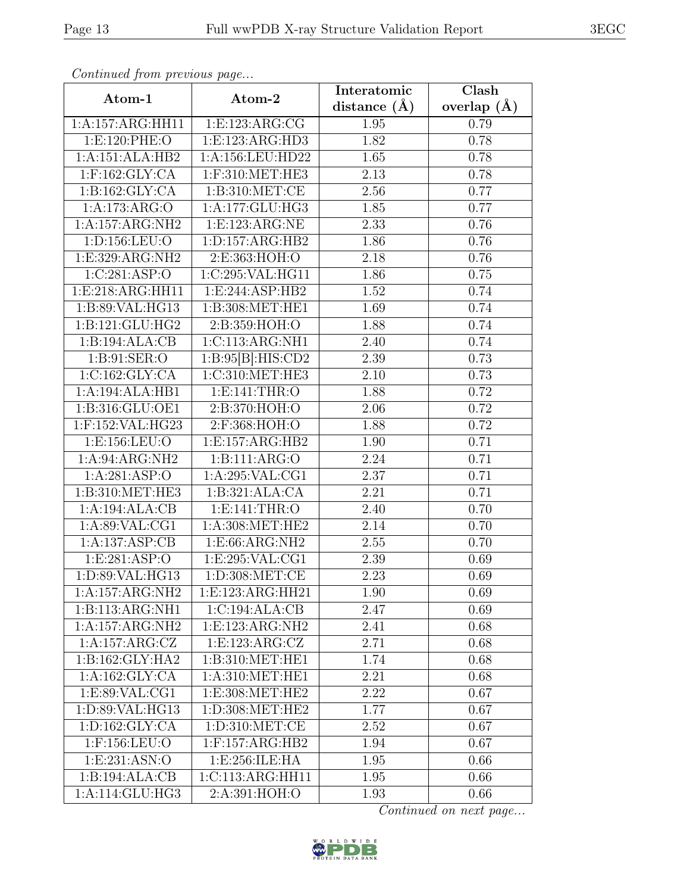*Continued from previous page...*

| Atom-1 | Atom-2 | Interatomic distance (Å) | Clash overlap (Å) |
|---|---|---|---|
| 1:A:157:ARG:HH11 | 1:E:123:ARG:CG | 1.95 | 0.79 |
| 1:E:120:PHE:O | 1:E:123:ARG:HD3 | 1.82 | 0.78 |
| 1:A:151:ALA:HB2 | 1:A:156:LEU:HD22 | 1.65 | 0.78 |
| 1:F:162:GLY:CA | 1:F:310:MET:HE3 | 2.13 | 0.78 |
| 1:B:162:GLY:CA | 1:B:310:MET:CE | 2.56 | 0.77 |
| 1:A:173:ARG:O | 1:A:177:GLU:HG3 | 1.85 | 0.77 |
| 1:A:157:ARG:NH2 | 1:E:123:ARG:NE | 2.33 | 0.76 |
| 1:D:156:LEU:O | 1:D:157:ARG:HB2 | 1.86 | 0.76 |
| 1:E:329:ARG:NH2 | 2:E:363:HOH:O | 2.18 | 0.76 |
| 1:C:281:ASP:O | 1:C:295:VAL:HG11 | 1.86 | 0.75 |
| 1:E:218:ARG:HH11 | 1:E:244:ASP:HB2 | 1.52 | 0.74 |
| 1:B:89:VAL:HG13 | 1:B:308:MET:HE1 | 1.69 | 0.74 |
| 1:B:121:GLU:HG2 | 2:B:359:HOH:O | 1.88 | 0.74 |
| 1:B:194:ALA:CB | 1:C:113:ARG:NH1 | 2.40 | 0.74 |
| 1:B:91:SER:O | 1:B:95[B]:HIS:CD2 | 2.39 | 0.73 |
| 1:C:162:GLY:CA | 1:C:310:MET:HE3 | 2.10 | 0.73 |
| 1:A:194:ALA:HB1 | 1:E:141:THR:O | 1.88 | 0.72 |
| 1:B:316:GLU:OE1 | 2:B:370:HOH:O | 2.06 | 0.72 |
| 1:F:152:VAL:HG23 | 2:F:368:HOH:O | 1.88 | 0.72 |
| 1:E:156:LEU:O | 1:E:157:ARG:HB2 | 1.90 | 0.71 |
| 1:A:94:ARG:NH2 | 1:B:111:ARG:O | 2.24 | 0.71 |
| 1:A:281:ASP:O | 1:A:295:VAL:CG1 | 2.37 | 0.71 |
| 1:B:310:MET:HE3 | 1:B:321:ALA:CA | 2.21 | 0.71 |
| 1:A:194:ALA:CB | 1:E:141:THR:O | 2.40 | 0.70 |
| 1:A:89:VAL:CG1 | 1:A:308:MET:HE2 | 2.14 | 0.70 |
| 1:A:137:ASP:CB | 1:E:66:ARG:NH2 | 2.55 | 0.70 |
| 1:E:281:ASP:O | 1:E:295:VAL:CG1 | 2.39 | 0.69 |
| 1:D:89:VAL:HG13 | 1:D:308:MET:CE | 2.23 | 0.69 |
| 1:A:157:ARG:NH2 | 1:E:123:ARG:HH21 | 1.90 | 0.69 |
| 1:B:113:ARG:NH1 | 1:C:194:ALA:CB | 2.47 | 0.69 |
| 1:A:157:ARG:NH2 | 1:E:123:ARG:NH2 | 2.41 | 0.68 |
| 1:A:157:ARG:CZ | 1:E:123:ARG:CZ | 2.71 | 0.68 |
| 1:B:162:GLY:HA2 | 1:B:310:MET:HE1 | 1.74 | 0.68 |
| 1:A:162:GLY:CA | 1:A:310:MET:HE1 | 2.21 | 0.68 |
| 1:E:89:VAL:CG1 | 1:E:308:MET:HE2 | 2.22 | 0.67 |
| 1:D:89:VAL:HG13 | 1:D:308:MET:HE2 | 1.77 | 0.67 |
| 1:D:162:GLY:CA | 1:D:310:MET:CE | 2.52 | 0.67 |
| 1:F:156:LEU:O | 1:F:157:ARG:HB2 | 1.94 | 0.67 |
| 1:E:231:ASN:O | 1:E:256:ILE:HA | 1.95 | 0.66 |
| 1:B:194:ALA:CB | 1:C:113:ARG:HH11 | 1.95 | 0.66 |
| 1:A:114:GLU:HG3 | 2:A:391:HOH:O | 1.93 | 0.66 |

*Continued on next page...*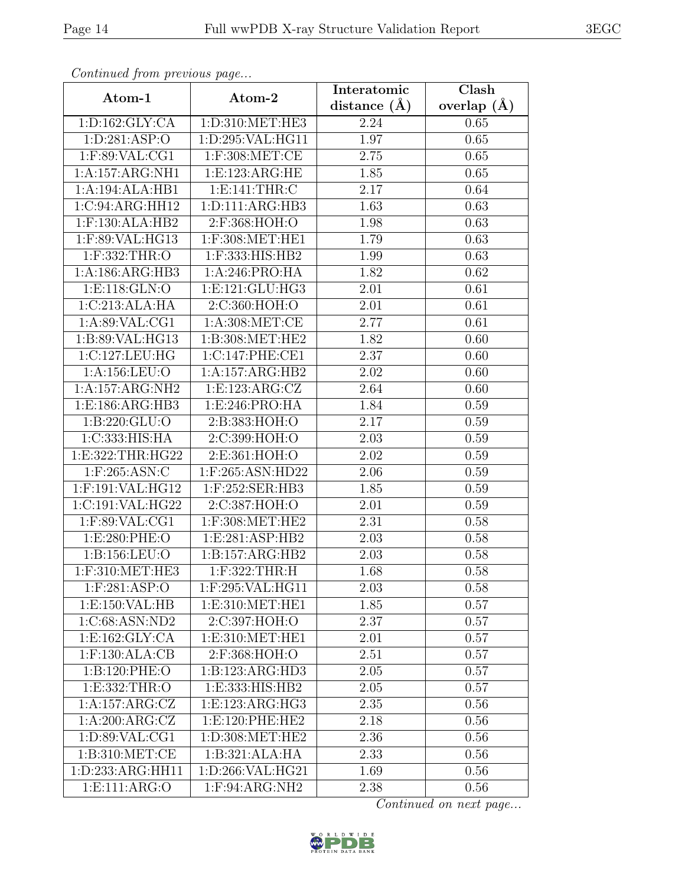*Continued from previous page...*

| Atom-1 | Atom-2 | Interatomic distance (Å) | Clash overlap (Å) |
|---|---|---|---|
| 1:D:162:GLY:CA | 1:D:310:MET:HE3 | 2.24 | 0.65 |
| 1:D:281:ASP:O | 1:D:295:VAL:HG11 | 1.97 | 0.65 |
| 1:F:89:VAL:CG1 | 1:F:308:MET:CE | 2.75 | 0.65 |
| 1:A:157:ARG:NH1 | 1:E:123:ARG:HE | 1.85 | 0.65 |
| 1:A:194:ALA:HB1 | 1:E:141:THR:C | 2.17 | 0.64 |
| 1:C:94:ARG:HH12 | 1:D:111:ARG:HB3 | 1.63 | 0.63 |
| 1:F:130:ALA:HB2 | 2:F:368:HOH:O | 1.98 | 0.63 |
| 1:F:89:VAL:HG13 | 1:F:308:MET:HE1 | 1.79 | 0.63 |
| 1:F:332:THR:O | 1:F:333:HIS:HB2 | 1.99 | 0.63 |
| 1:A:186:ARG:HB3 | 1:A:246:PRO:HA | 1.82 | 0.62 |
| 1:E:118:GLN:O | 1:E:121:GLU:HG3 | 2.01 | 0.61 |
| 1:C:213:ALA:HA | 2:C:360:HOH:O | 2.01 | 0.61 |
| 1:A:89:VAL:CG1 | 1:A:308:MET:CE | 2.77 | 0.61 |
| 1:B:89:VAL:HG13 | 1:B:308:MET:HE2 | 1.82 | 0.60 |
| 1:C:127:LEU:HG | 1:C:147:PHE:CE1 | 2.37 | 0.60 |
| 1:A:156:LEU:O | 1:A:157:ARG:HB2 | 2.02 | 0.60 |
| 1:A:157:ARG:NH2 | 1:E:123:ARG:CZ | 2.64 | 0.60 |
| 1:E:186:ARG:HB3 | 1:E:246:PRO:HA | 1.84 | 0.59 |
| 1:B:220:GLU:O | 2:B:383:HOH:O | 2.17 | 0.59 |
| 1:C:333:HIS:HA | 2:C:399:HOH:O | 2.03 | 0.59 |
| 1:E:322:THR:HG22 | 2:E:361:HOH:O | 2.02 | 0.59 |
| 1:F:265:ASN:C | 1:F:265:ASN:HD22 | 2.06 | 0.59 |
| 1:F:191:VAL:HG12 | 1:F:252:SER:HB3 | 1.85 | 0.59 |
| 1:C:191:VAL:HG22 | 2:C:387:HOH:O | 2.01 | 0.59 |
| 1:F:89:VAL:CG1 | 1:F:308:MET:HE2 | 2.31 | 0.58 |
| 1:E:280:PHE:O | 1:E:281:ASP:HB2 | 2.03 | 0.58 |
| 1:B:156:LEU:O | 1:B:157:ARG:HB2 | 2.03 | 0.58 |
| 1:F:310:MET:HE3 | 1:F:322:THR:H | 1.68 | 0.58 |
| 1:F:281:ASP:O | 1:F:295:VAL:HG11 | 2.03 | 0.58 |
| 1:E:150:VAL:HB | 1:E:310:MET:HE1 | 1.85 | 0.57 |
| 1:C:68:ASN:ND2 | 2:C:397:HOH:O | 2.37 | 0.57 |
| 1:E:162:GLY:CA | 1:E:310:MET:HE1 | 2.01 | 0.57 |
| 1:F:130:ALA:CB | 2:F:368:HOH:O | 2.51 | 0.57 |
| 1:B:120:PHE:O | 1:B:123:ARG:HD3 | 2.05 | 0.57 |
| 1:E:332:THR:O | 1:E:333:HIS:HB2 | 2.05 | 0.57 |
| 1:A:157:ARG:CZ | 1:E:123:ARG:HG3 | 2.35 | 0.56 |
| 1:A:200:ARG:CZ | 1:E:120:PHE:HE2 | 2.18 | 0.56 |
| 1:D:89:VAL:CG1 | 1:D:308:MET:HE2 | 2.36 | 0.56 |
| 1:B:310:MET:CE | 1:B:321:ALA:HA | 2.33 | 0.56 |
| 1:D:233:ARG:HH11 | 1:D:266:VAL:HG21 | 1.69 | 0.56 |
| 1:E:111:ARG:O | 1:F:94:ARG:NH2 | 2.38 | 0.56 |

*Continued on next page...*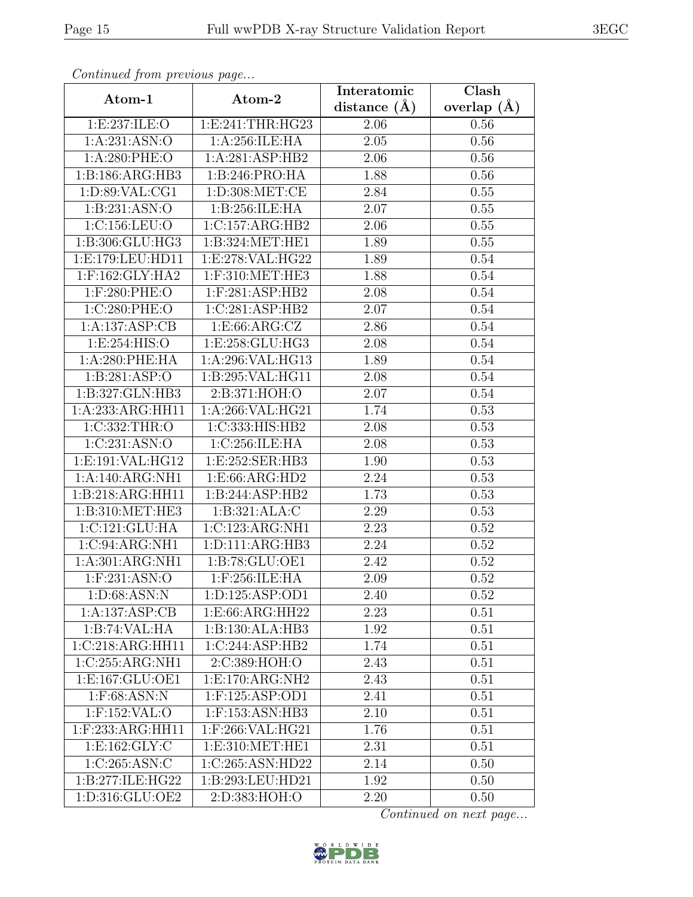*Continued from previous page...*

| Atom-1 | Atom-2 | Interatomic distance (Å) | Clash overlap (Å) |
|---|---|---|---|
| 1:E:237:ILE:O | 1:E:241:THR:HG23 | 2.06 | 0.56 |
| 1:A:231:ASN:O | 1:A:256:ILE:HA | 2.05 | 0.56 |
| 1:A:280:PHE:O | 1:A:281:ASP:HB2 | 2.06 | 0.56 |
| 1:B:186:ARG:HB3 | 1:B:246:PRO:HA | 1.88 | 0.56 |
| 1:D:89:VAL:CG1 | 1:D:308:MET:CE | 2.84 | 0.55 |
| 1:B:231:ASN:O | 1:B:256:ILE:HA | 2.07 | 0.55 |
| 1:C:156:LEU:O | 1:C:157:ARG:HB2 | 2.06 | 0.55 |
| 1:B:306:GLU:HG3 | 1:B:324:MET:HE1 | 1.89 | 0.55 |
| 1:E:179:LEU:HD11 | 1:E:278:VAL:HG22 | 1.89 | 0.54 |
| 1:F:162:GLY:HA2 | 1:F:310:MET:HE3 | 1.88 | 0.54 |
| 1:F:280:PHE:O | 1:F:281:ASP:HB2 | 2.08 | 0.54 |
| 1:C:280:PHE:O | 1:C:281:ASP:HB2 | 2.07 | 0.54 |
| 1:A:137:ASP:CB | 1:E:66:ARG:CZ | 2.86 | 0.54 |
| 1:E:254:HIS:O | 1:E:258:GLU:HG3 | 2.08 | 0.54 |
| 1:A:280:PHE:HA | 1:A:296:VAL:HG13 | 1.89 | 0.54 |
| 1:B:281:ASP:O | 1:B:295:VAL:HG11 | 2.08 | 0.54 |
| 1:B:327:GLN:HB3 | 2:B:371:HOH:O | 2.07 | 0.54 |
| 1:A:233:ARG:HH11 | 1:A:266:VAL:HG21 | 1.74 | 0.53 |
| 1:C:332:THR:O | 1:C:333:HIS:HB2 | 2.08 | 0.53 |
| 1:C:231:ASN:O | 1:C:256:ILE:HA | 2.08 | 0.53 |
| 1:E:191:VAL:HG12 | 1:E:252:SER:HB3 | 1.90 | 0.53 |
| 1:A:140:ARG:NH1 | 1:E:66:ARG:HD2 | 2.24 | 0.53 |
| 1:B:218:ARG:HH11 | 1:B:244:ASP:HB2 | 1.73 | 0.53 |
| 1:B:310:MET:HE3 | 1:B:321:ALA:C | 2.29 | 0.53 |
| 1:C:121:GLU:HA | 1:C:123:ARG:NH1 | 2.23 | 0.52 |
| 1:C:94:ARG:NH1 | 1:D:111:ARG:HB3 | 2.24 | 0.52 |
| 1:A:301:ARG:NH1 | 1:B:78:GLU:OE1 | 2.42 | 0.52 |
| 1:F:231:ASN:O | 1:F:256:ILE:HA | 2.09 | 0.52 |
| 1:D:68:ASN:N | 1:D:125:ASP:OD1 | 2.40 | 0.52 |
| 1:A:137:ASP:CB | 1:E:66:ARG:HH22 | 2.23 | 0.51 |
| 1:B:74:VAL:HA | 1:B:130:ALA:HB3 | 1.92 | 0.51 |
| 1:C:218:ARG:HH11 | 1:C:244:ASP:HB2 | 1.74 | 0.51 |
| 1:C:255:ARG:NH1 | 2:C:389:HOH:O | 2.43 | 0.51 |
| 1:E:167:GLU:OE1 | 1:E:170:ARG:NH2 | 2.43 | 0.51 |
| 1:F:68:ASN:N | 1:F:125:ASP:OD1 | 2.41 | 0.51 |
| 1:F:152:VAL:O | 1:F:153:ASN:HB3 | 2.10 | 0.51 |
| 1:F:233:ARG:HH11 | 1:F:266:VAL:HG21 | 1.76 | 0.51 |
| 1:E:162:GLY:C | 1:E:310:MET:HE1 | 2.31 | 0.51 |
| 1:C:265:ASN:C | 1:C:265:ASN:HD22 | 2.14 | 0.50 |
| 1:B:277:ILE:HG22 | 1:B:293:LEU:HD21 | 1.92 | 0.50 |
| 1:D:316:GLU:OE2 | 2:D:383:HOH:O | 2.20 | 0.50 |

*Continued on next page...*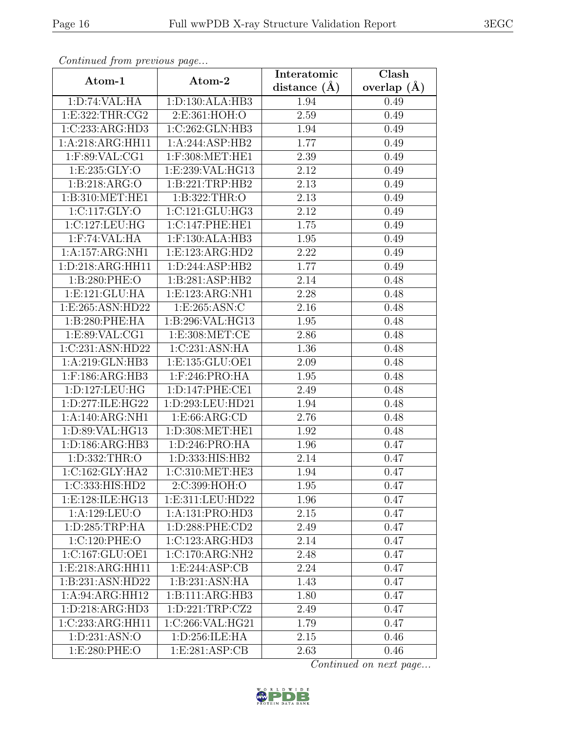*Continued from previous page...*

| Atom-1 | Atom-2 | Interatomic distance (Å) | Clash overlap (Å) |
|---|---|---|---|
| 1:D:74:VAL:HA | 1:D:130:ALA:HB3 | 1.94 | 0.49 |
| 1:E:322:THR:CG2 | 2:E:361:HOH:O | 2.59 | 0.49 |
| 1:C:233:ARG:HD3 | 1:C:262:GLN:HB3 | 1.94 | 0.49 |
| 1:A:218:ARG:HH11 | 1:A:244:ASP:HB2 | 1.77 | 0.49 |
| 1:F:89:VAL:CG1 | 1:F:308:MET:HE1 | 2.39 | 0.49 |
| 1:E:235:GLY:O | 1:E:239:VAL:HG13 | 2.12 | 0.49 |
| 1:B:218:ARG:O | 1:B:221:TRP:HB2 | 2.13 | 0.49 |
| 1:B:310:MET:HE1 | 1:B:322:THR:O | 2.13 | 0.49 |
| 1:C:117:GLY:O | 1:C:121:GLU:HG3 | 2.12 | 0.49 |
| 1:C:127:LEU:HG | 1:C:147:PHE:HE1 | 1.75 | 0.49 |
| 1:F:74:VAL:HA | 1:F:130:ALA:HB3 | 1.95 | 0.49 |
| 1:A:157:ARG:NH1 | 1:E:123:ARG:HD2 | 2.22 | 0.49 |
| 1:D:218:ARG:HH11 | 1:D:244:ASP:HB2 | 1.77 | 0.49 |
| 1:B:280:PHE:O | 1:B:281:ASP:HB2 | 2.14 | 0.48 |
| 1:E:121:GLU:HA | 1:E:123:ARG:NH1 | 2.28 | 0.48 |
| 1:E:265:ASN:HD22 | 1:E:265:ASN:C | 2.16 | 0.48 |
| 1:B:280:PHE:HA | 1:B:296:VAL:HG13 | 1.95 | 0.48 |
| 1:E:89:VAL:CG1 | 1:E:308:MET:CE | 2.86 | 0.48 |
| 1:C:231:ASN:HD22 | 1:C:231:ASN:HA | 1.36 | 0.48 |
| 1:A:219:GLN:HB3 | 1:E:135:GLU:OE1 | 2.09 | 0.48 |
| 1:F:186:ARG:HB3 | 1:F:246:PRO:HA | 1.95 | 0.48 |
| 1:D:127:LEU:HG | 1:D:147:PHE:CE1 | 2.49 | 0.48 |
| 1:D:277:ILE:HG22 | 1:D:293:LEU:HD21 | 1.94 | 0.48 |
| 1:A:140:ARG:NH1 | 1:E:66:ARG:CD | 2.76 | 0.48 |
| 1:D:89:VAL:HG13 | 1:D:308:MET:HE1 | 1.92 | 0.48 |
| 1:D:186:ARG:HB3 | 1:D:246:PRO:HA | 1.96 | 0.47 |
| 1:D:332:THR:O | 1:D:333:HIS:HB2 | 2.14 | 0.47 |
| 1:C:162:GLY:HA2 | 1:C:310:MET:HE3 | 1.94 | 0.47 |
| 1:C:333:HIS:HD2 | 2:C:399:HOH:O | 1.95 | 0.47 |
| 1:E:128:ILE:HG13 | 1:E:311:LEU:HD22 | 1.96 | 0.47 |
| 1:A:129:LEU:O | 1:A:131:PRO:HD3 | 2.15 | 0.47 |
| 1:D:285:TRP:HA | 1:D:288:PHE:CD2 | 2.49 | 0.47 |
| 1:C:120:PHE:O | 1:C:123:ARG:HD3 | 2.14 | 0.47 |
| 1:C:167:GLU:OE1 | 1:C:170:ARG:NH2 | 2.48 | 0.47 |
| 1:E:218:ARG:HH11 | 1:E:244:ASP:CB | 2.24 | 0.47 |
| 1:B:231:ASN:HD22 | 1:B:231:ASN:HA | 1.43 | 0.47 |
| 1:A:94:ARG:HH12 | 1:B:111:ARG:HB3 | 1.80 | 0.47 |
| 1:D:218:ARG:HD3 | 1:D:221:TRP:CZ2 | 2.49 | 0.47 |
| 1:C:233:ARG:HH11 | 1:C:266:VAL:HG21 | 1.79 | 0.47 |
| 1:D:231:ASN:O | 1:D:256:ILE:HA | 2.15 | 0.46 |
| 1:E:280:PHE:O | 1:E:281:ASP:CB | 2.63 | 0.46 |

*Continued on next page...*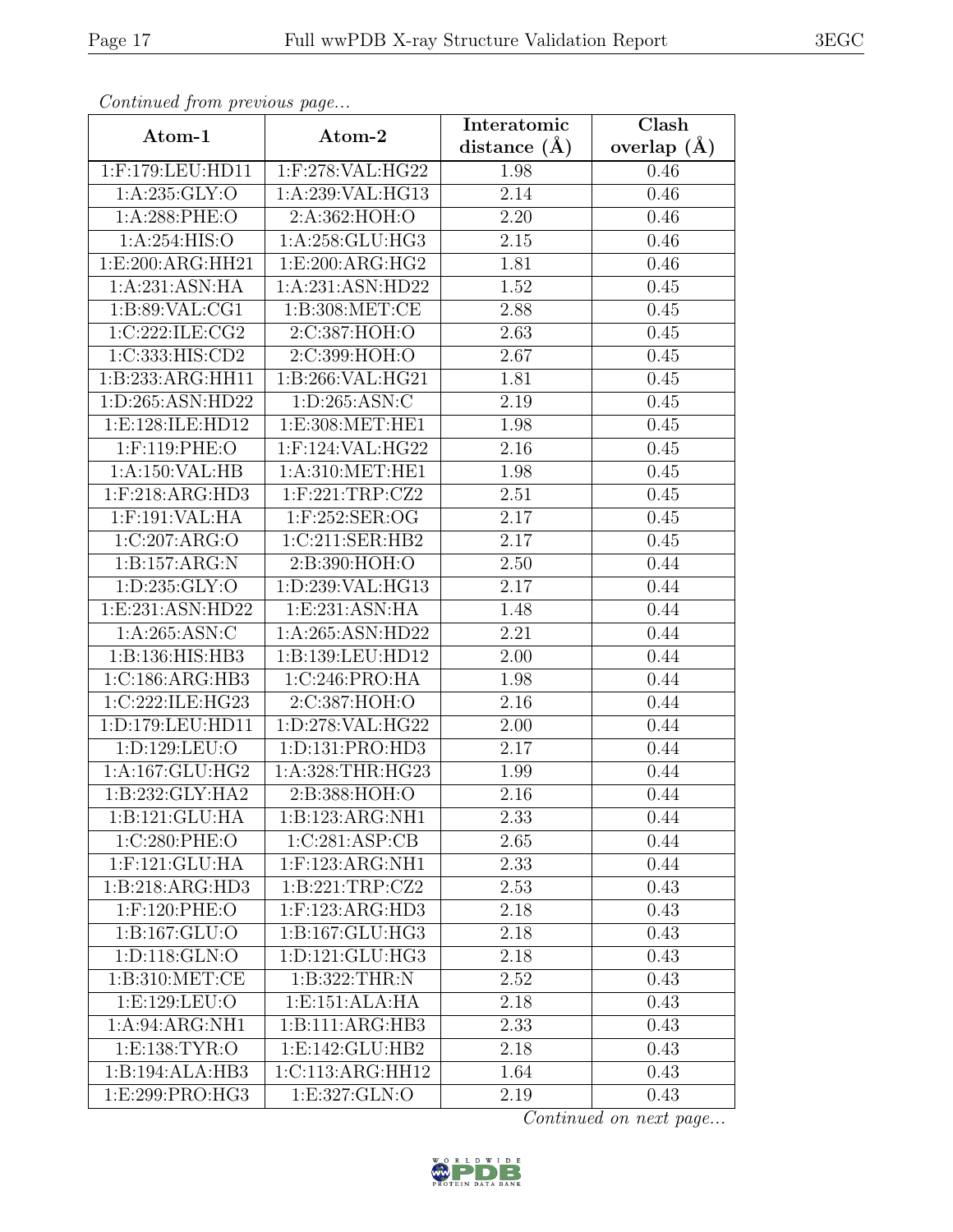*Continued from previous page...*

| Atom-1 | Atom-2 | Interatomic distance (Å) | Clash overlap (Å) |
|---|---|---|---|
| 1:F:179:LEU:HD11 | 1:F:278:VAL:HG22 | 1.98 | 0.46 |
| 1:A:235:GLY:O | 1:A:239:VAL:HG13 | 2.14 | 0.46 |
| 1:A:288:PHE:O | 2:A:362:HOH:O | 2.20 | 0.46 |
| 1:A:254:HIS:O | 1:A:258:GLU:HG3 | 2.15 | 0.46 |
| 1:E:200:ARG:HH21 | 1:E:200:ARG:HG2 | 1.81 | 0.46 |
| 1:A:231:ASN:HA | 1:A:231:ASN:HD22 | 1.52 | 0.45 |
| 1:B:89:VAL:CG1 | 1:B:308:MET:CE | 2.88 | 0.45 |
| 1:C:222:ILE:CG2 | 2:C:387:HOH:O | 2.63 | 0.45 |
| 1:C:333:HIS:CD2 | 2:C:399:HOH:O | 2.67 | 0.45 |
| 1:B:233:ARG:HH11 | 1:B:266:VAL:HG21 | 1.81 | 0.45 |
| 1:D:265:ASN:HD22 | 1:D:265:ASN:C | 2.19 | 0.45 |
| 1:E:128:ILE:HD12 | 1:E:308:MET:HE1 | 1.98 | 0.45 |
| 1:F:119:PHE:O | 1:F:124:VAL:HG22 | 2.16 | 0.45 |
| 1:A:150:VAL:HB | 1:A:310:MET:HE1 | 1.98 | 0.45 |
| 1:F:218:ARG:HD3 | 1:F:221:TRP:CZ2 | 2.51 | 0.45 |
| 1:F:191:VAL:HA | 1:F:252:SER:OG | 2.17 | 0.45 |
| 1:C:207:ARG:O | 1:C:211:SER:HB2 | 2.17 | 0.45 |
| 1:B:157:ARG:N | 2:B:390:HOH:O | 2.50 | 0.44 |
| 1:D:235:GLY:O | 1:D:239:VAL:HG13 | 2.17 | 0.44 |
| 1:E:231:ASN:HD22 | 1:E:231:ASN:HA | 1.48 | 0.44 |
| 1:A:265:ASN:C | 1:A:265:ASN:HD22 | 2.21 | 0.44 |
| 1:B:136:HIS:HB3 | 1:B:139:LEU:HD12 | 2.00 | 0.44 |
| 1:C:186:ARG:HB3 | 1:C:246:PRO:HA | 1.98 | 0.44 |
| 1:C:222:ILE:HG23 | 2:C:387:HOH:O | 2.16 | 0.44 |
| 1:D:179:LEU:HD11 | 1:D:278:VAL:HG22 | 2.00 | 0.44 |
| 1:D:129:LEU:O | 1:D:131:PRO:HD3 | 2.17 | 0.44 |
| 1:A:167:GLU:HG2 | 1:A:328:THR:HG23 | 1.99 | 0.44 |
| 1:B:232:GLY:HA2 | 2:B:388:HOH:O | 2.16 | 0.44 |
| 1:B:121:GLU:HA | 1:B:123:ARG:NH1 | 2.33 | 0.44 |
| 1:C:280:PHE:O | 1:C:281:ASP:CB | 2.65 | 0.44 |
| 1:F:121:GLU:HA | 1:F:123:ARG:NH1 | 2.33 | 0.44 |
| 1:B:218:ARG:HD3 | 1:B:221:TRP:CZ2 | 2.53 | 0.43 |
| 1:F:120:PHE:O | 1:F:123:ARG:HD3 | 2.18 | 0.43 |
| 1:B:167:GLU:O | 1:B:167:GLU:HG3 | 2.18 | 0.43 |
| 1:D:118:GLN:O | 1:D:121:GLU:HG3 | 2.18 | 0.43 |
| 1:B:310:MET:CE | 1:B:322:THR:N | 2.52 | 0.43 |
| 1:E:129:LEU:O | 1:E:151:ALA:HA | 2.18 | 0.43 |
| 1:A:94:ARG:NH1 | 1:B:111:ARG:HB3 | 2.33 | 0.43 |
| 1:E:138:TYR:O | 1:E:142:GLU:HB2 | 2.18 | 0.43 |
| 1:B:194:ALA:HB3 | 1:C:113:ARG:HH12 | 1.64 | 0.43 |
| 1:E:299:PRO:HG3 | 1:E:327:GLN:O | 2.19 | 0.43 |

*Continued on next page...*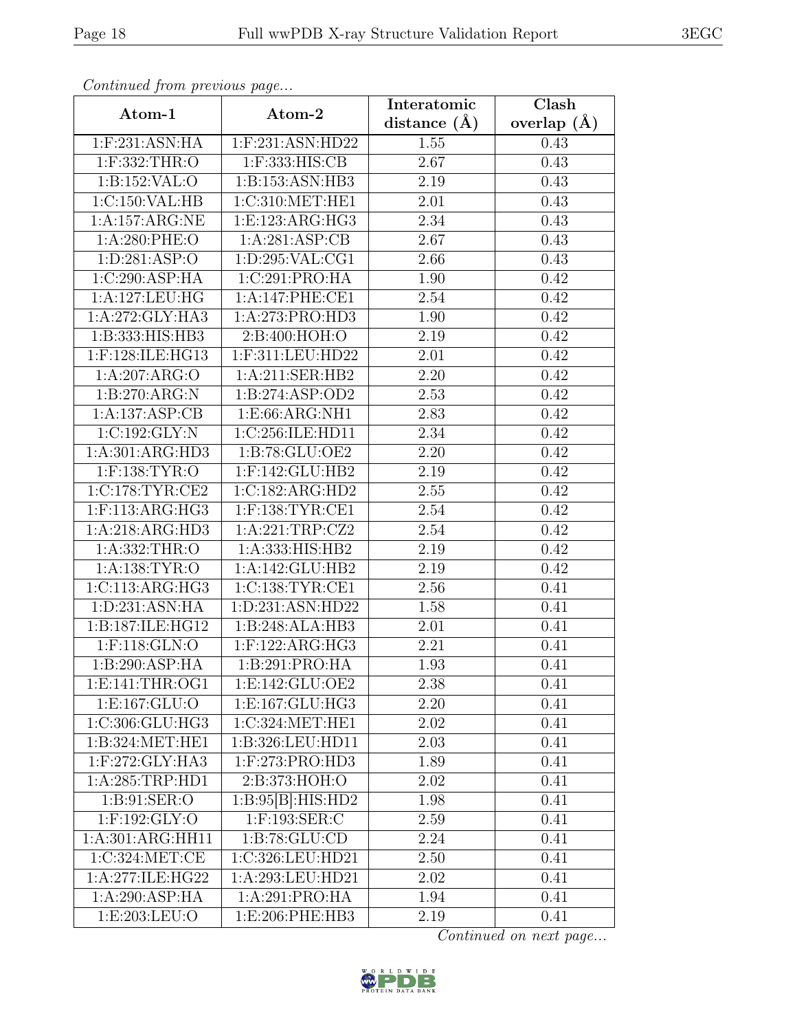*Continued from previous page...*

| Atom-1 | Atom-2 | Interatomic distance (Å) | Clash overlap (Å) |
|---|---|---|---|
| 1:F:231:ASN:HA | 1:F:231:ASN:HD22 | 1.55 | 0.43 |
| 1:F:332:THR:O | 1:F:333:HIS:CB | 2.67 | 0.43 |
| 1:B:152:VAL:O | 1:B:153:ASN:HB3 | 2.19 | 0.43 |
| 1:C:150:VAL:HB | 1:C:310:MET:HE1 | 2.01 | 0.43 |
| 1:A:157:ARG:NE | 1:E:123:ARG:HG3 | 2.34 | 0.43 |
| 1:A:280:PHE:O | 1:A:281:ASP:CB | 2.67 | 0.43 |
| 1:D:281:ASP:O | 1:D:295:VAL:CG1 | 2.66 | 0.43 |
| 1:C:290:ASP:HA | 1:C:291:PRO:HA | 1.90 | 0.42 |
| 1:A:127:LEU:HG | 1:A:147:PHE:CE1 | 2.54 | 0.42 |
| 1:A:272:GLY:HA3 | 1:A:273:PRO:HD3 | 1.90 | 0.42 |
| 1:B:333:HIS:HB3 | 2:B:400:HOH:O | 2.19 | 0.42 |
| 1:F:128:ILE:HG13 | 1:F:311:LEU:HD22 | 2.01 | 0.42 |
| 1:A:207:ARG:O | 1:A:211:SER:HB2 | 2.20 | 0.42 |
| 1:B:270:ARG:N | 1:B:274:ASP:OD2 | 2.53 | 0.42 |
| 1:A:137:ASP:CB | 1:E:66:ARG:NH1 | 2.83 | 0.42 |
| 1:C:192:GLY:N | 1:C:256:ILE:HD11 | 2.34 | 0.42 |
| 1:A:301:ARG:HD3 | 1:B:78:GLU:OE2 | 2.20 | 0.42 |
| 1:F:138:TYR:O | 1:F:142:GLU:HB2 | 2.19 | 0.42 |
| 1:C:178:TYR:CE2 | 1:C:182:ARG:HD2 | 2.55 | 0.42 |
| 1:F:113:ARG:HG3 | 1:F:138:TYR:CE1 | 2.54 | 0.42 |
| 1:A:218:ARG:HD3 | 1:A:221:TRP:CZ2 | 2.54 | 0.42 |
| 1:A:332:THR:O | 1:A:333:HIS:HB2 | 2.19 | 0.42 |
| 1:A:138:TYR:O | 1:A:142:GLU:HB2 | 2.19 | 0.42 |
| 1:C:113:ARG:HG3 | 1:C:138:TYR:CE1 | 2.56 | 0.41 |
| 1:D:231:ASN:HA | 1:D:231:ASN:HD22 | 1.58 | 0.41 |
| 1:B:187:ILE:HG12 | 1:B:248:ALA:HB3 | 2.01 | 0.41 |
| 1:F:118:GLN:O | 1:F:122:ARG:HG3 | 2.21 | 0.41 |
| 1:B:290:ASP:HA | 1:B:291:PRO:HA | 1.93 | 0.41 |
| 1:E:141:THR:OG1 | 1:E:142:GLU:OE2 | 2.38 | 0.41 |
| 1:E:167:GLU:O | 1:E:167:GLU:HG3 | 2.20 | 0.41 |
| 1:C:306:GLU:HG3 | 1:C:324:MET:HE1 | 2.02 | 0.41 |
| 1:B:324:MET:HE1 | 1:B:326:LEU:HD11 | 2.03 | 0.41 |
| 1:F:272:GLY:HA3 | 1:F:273:PRO:HD3 | 1.89 | 0.41 |
| 1:A:285:TRP:HD1 | 2:B:373:HOH:O | 2.02 | 0.41 |
| 1:B:91:SER:O | 1:B:95[B]:HIS:HD2 | 1.98 | 0.41 |
| 1:F:192:GLY:O | 1:F:193:SER:C | 2.59 | 0.41 |
| 1:A:301:ARG:HH11 | 1:B:78:GLU:CD | 2.24 | 0.41 |
| 1:C:324:MET:CE | 1:C:326:LEU:HD21 | 2.50 | 0.41 |
| 1:A:277:ILE:HG22 | 1:A:293:LEU:HD21 | 2.02 | 0.41 |
| 1:A:290:ASP:HA | 1:A:291:PRO:HA | 1.94 | 0.41 |
| 1:E:203:LEU:O | 1:E:206:PHE:HB3 | 2.19 | 0.41 |

*Continued on next page...*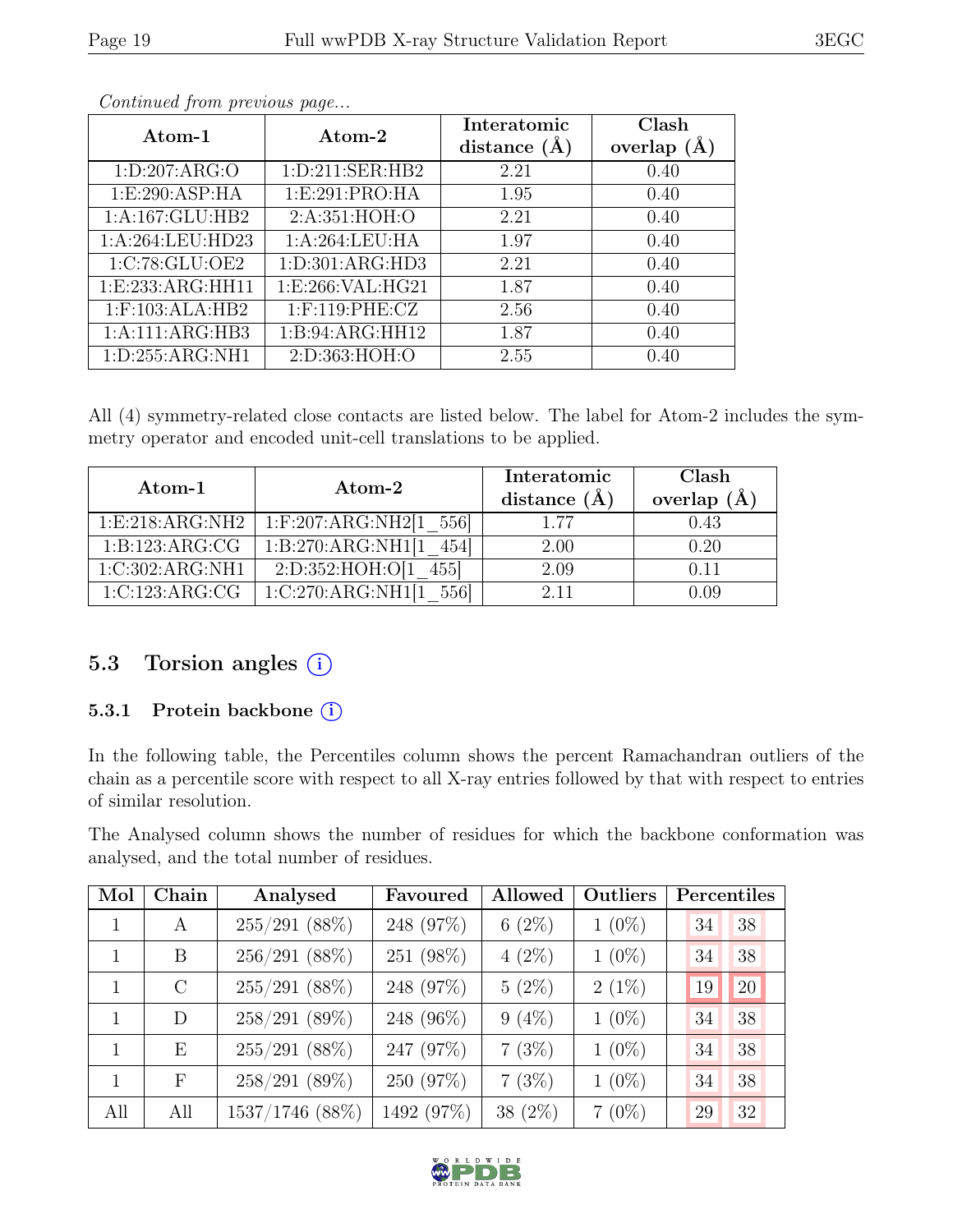*Continued from previous page...*

| Atom-1 | Atom-2 | Interatomic distance (Å) | Clash overlap (Å) |
|---|---|---|---|
| 1:D:207:ARG:O | 1:D:211:SER:HB2 | 2.21 | 0.40 |
| 1:E:290:ASP:HA | 1:E:291:PRO:HA | 1.95 | 0.40 |
| 1:A:167:GLU:HB2 | 2:A:351:HOH:O | 2.21 | 0.40 |
| 1:A:264:LEU:HD23 | 1:A:264:LEU:HA | 1.97 | 0.40 |
| 1:C:78:GLU:OE2 | 1:D:301:ARG:HD3 | 2.21 | 0.40 |
| 1:E:233:ARG:HH11 | 1:E:266:VAL:HG21 | 1.87 | 0.40 |
| 1:F:103:ALA:HB2 | 1:F:119:PHE:CZ | 2.56 | 0.40 |
| 1:A:111:ARG:HB3 | 1:B:94:ARG:HH12 | 1.87 | 0.40 |
| 1:D:255:ARG:NH1 | 2:D:363:HOH:O | 2.55 | 0.40 |

All (4) symmetry-related close contacts are listed below. The label for Atom-2 includes the symmetry operator and encoded unit-cell translations to be applied.

| Atom-1 | Atom-2 | Interatomic distance (Å) | Clash overlap (Å) |
|---|---|---|---|
| 1:E:218:ARG:NH2 | 1:F:207:ARG:NH2[1_556] | 1.77 | 0.43 |
| 1:B:123:ARG:CG | 1:B:270:ARG:NH1[1_454] | 2.00 | 0.20 |
| 1:C:302:ARG:NH1 | 2:D:352:HOH:O[1_455] | 2.09 | 0.11 |
| 1:C:123:ARG:CG | 1:C:270:ARG:NH1[1_556] | 2.11 | 0.09 |

## 5.3 Torsion angles

### 5.3.1 Protein backbone

In the following table, the Percentiles column shows the percent Ramachandran outliers of the chain as a percentile score with respect to all X-ray entries followed by that with respect to entries of similar resolution.

The Analysed column shows the number of residues for which the backbone conformation was analysed, and the total number of residues.

| Mol | Chain | Analysed | Favoured | Allowed | Outliers | Percentiles | |
|---|---|---|---|---|---|---|---|
| 1 | A | 255/291 (88%) | 248 (97%) | 6 (2%) | 1 (0%) | 34 | 38 |
| 1 | B | 256/291 (88%) | 251 (98%) | 4 (2%) | 1 (0%) | 34 | 38 |
| 1 | C | 255/291 (88%) | 248 (97%) | 5 (2%) | 2 (1%) | 19 | 20 |
| 1 | D | 258/291 (89%) | 248 (96%) | 9 (4%) | 1 (0%) | 34 | 38 |
| 1 | E | 255/291 (88%) | 247 (97%) | 7 (3%) | 1 (0%) | 34 | 38 |
| 1 | F | 258/291 (89%) | 250 (97%) | 7 (3%) | 1 (0%) | 34 | 38 |
| All | All | 1537/1746 (88%) | 1492 (97%) | 38 (2%) | 7 (0%) | 29 | 32 |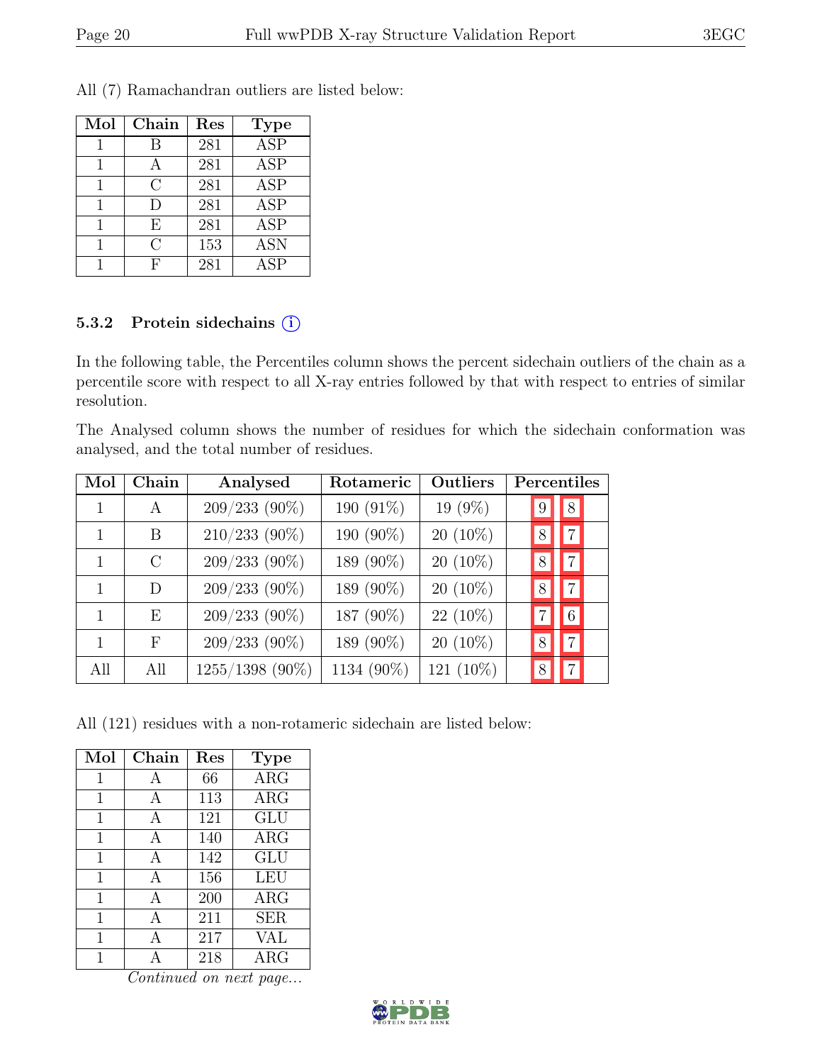All (7) Ramachandran outliers are listed below:

| Mol | Chain | Res | Type |
|---|---|---|---|
| 1 | B | 281 | ASP |
| 1 | A | 281 | ASP |
| 1 | C | 281 | ASP |
| 1 | D | 281 | ASP |
| 1 | E | 281 | ASP |
| 1 | C | 153 | ASN |
| 1 | F | 281 | ASP |

### 5.3.2 Protein sidechains (i)

In the following table, the Percentiles column shows the percent sidechain outliers of the chain as a percentile score with respect to all X-ray entries followed by that with respect to entries of similar resolution.

The Analysed column shows the number of residues for which the sidechain conformation was analysed, and the total number of residues.

| Mol | Chain | Analysed | Rotameric | Outliers | Percentiles | |
|---|---|---|---|---|---|---|
| 1 | A | 209/233 (90%) | 190 (91%) | 19 (9%) | 9 | 8 |
| 1 | B | 210/233 (90%) | 190 (90%) | 20 (10%) | 8 | 7 |
| 1 | C | 209/233 (90%) | 189 (90%) | 20 (10%) | 8 | 7 |
| 1 | D | 209/233 (90%) | 189 (90%) | 20 (10%) | 8 | 7 |
| 1 | E | 209/233 (90%) | 187 (90%) | 22 (10%) | 7 | 6 |
| 1 | F | 209/233 (90%) | 189 (90%) | 20 (10%) | 8 | 7 |
| All | All | 1255/1398 (90%) | 1134 (90%) | 121 (10%) | 8 | 7 |

All (121) residues with a non-rotameric sidechain are listed below:

| Mol | Chain | Res | Type |
|---|---|---|---|
| 1 | A | 66 | ARG |
| 1 | A | 113 | ARG |
| 1 | A | 121 | GLU |
| 1 | A | 140 | ARG |
| 1 | A | 142 | GLU |
| 1 | A | 156 | LEU |
| 1 | A | 200 | ARG |
| 1 | A | 211 | SER |
| 1 | A | 217 | VAL |
| 1 | A | 218 | ARG |

*Continued on next page...*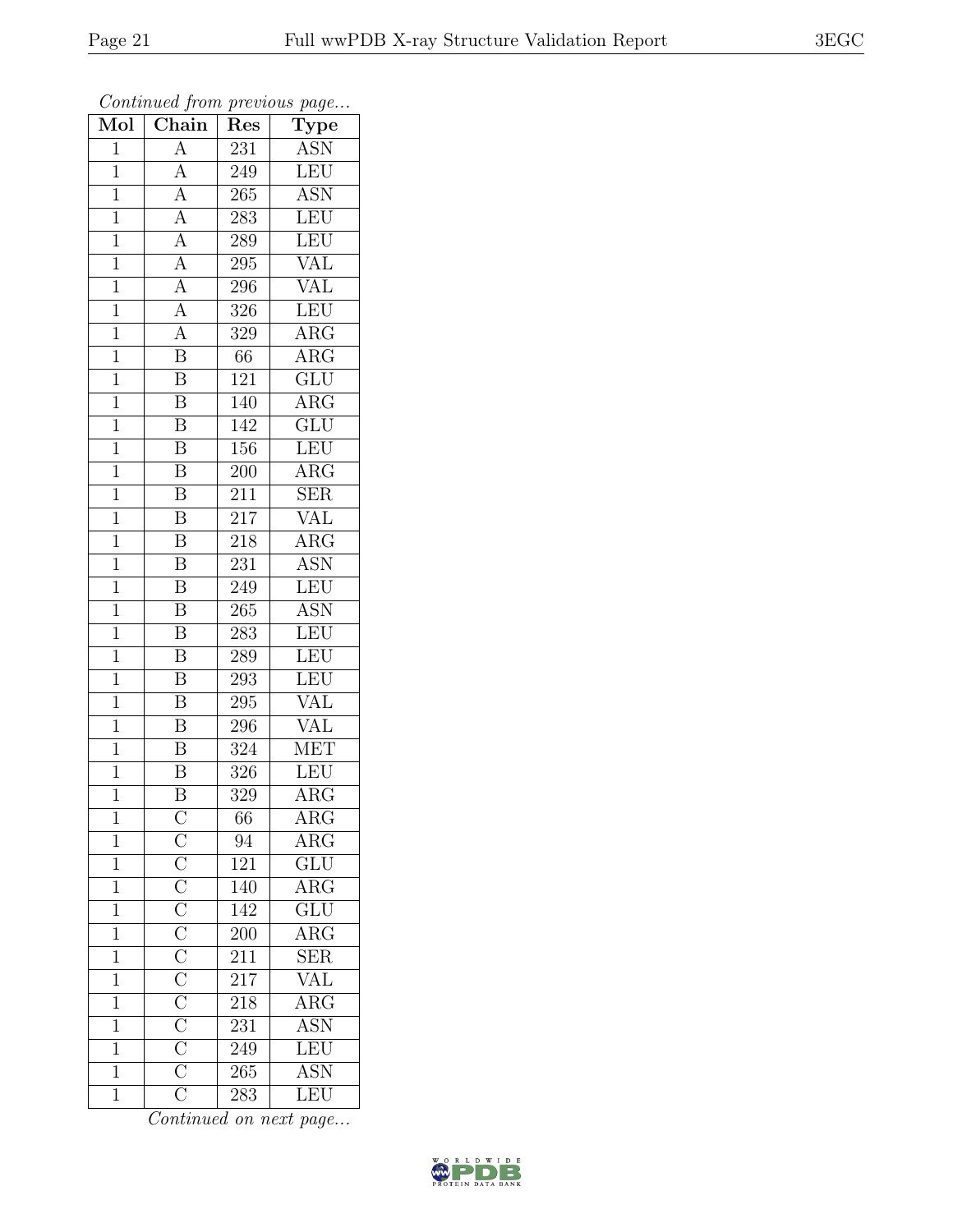*Continued from previous page...*

| Mol | Chain | Res | Type |
|---|---|---|---|
| 1 | A | 231 | ASN |
| 1 | A | 249 | LEU |
| 1 | A | 265 | ASN |
| 1 | A | 283 | LEU |
| 1 | A | 289 | LEU |
| 1 | A | 295 | VAL |
| 1 | A | 296 | VAL |
| 1 | A | 326 | LEU |
| 1 | A | 329 | ARG |
| 1 | B | 66 | ARG |
| 1 | B | 121 | GLU |
| 1 | B | 140 | ARG |
| 1 | B | 142 | GLU |
| 1 | B | 156 | LEU |
| 1 | B | 200 | ARG |
| 1 | B | 211 | SER |
| 1 | B | 217 | VAL |
| 1 | B | 218 | ARG |
| 1 | B | 231 | ASN |
| 1 | B | 249 | LEU |
| 1 | B | 265 | ASN |
| 1 | B | 283 | LEU |
| 1 | B | 289 | LEU |
| 1 | B | 293 | LEU |
| 1 | B | 295 | VAL |
| 1 | B | 296 | VAL |
| 1 | B | 324 | MET |
| 1 | B | 326 | LEU |
| 1 | B | 329 | ARG |
| 1 | C | 66 | ARG |
| 1 | C | 94 | ARG |
| 1 | C | 121 | GLU |
| 1 | C | 140 | ARG |
| 1 | C | 142 | GLU |
| 1 | C | 200 | ARG |
| 1 | C | 211 | SER |
| 1 | C | 217 | VAL |
| 1 | C | 218 | ARG |
| 1 | C | 231 | ASN |
| 1 | C | 249 | LEU |
| 1 | C | 265 | ASN |
| 1 | C | 283 | LEU |

*Continued on next page...*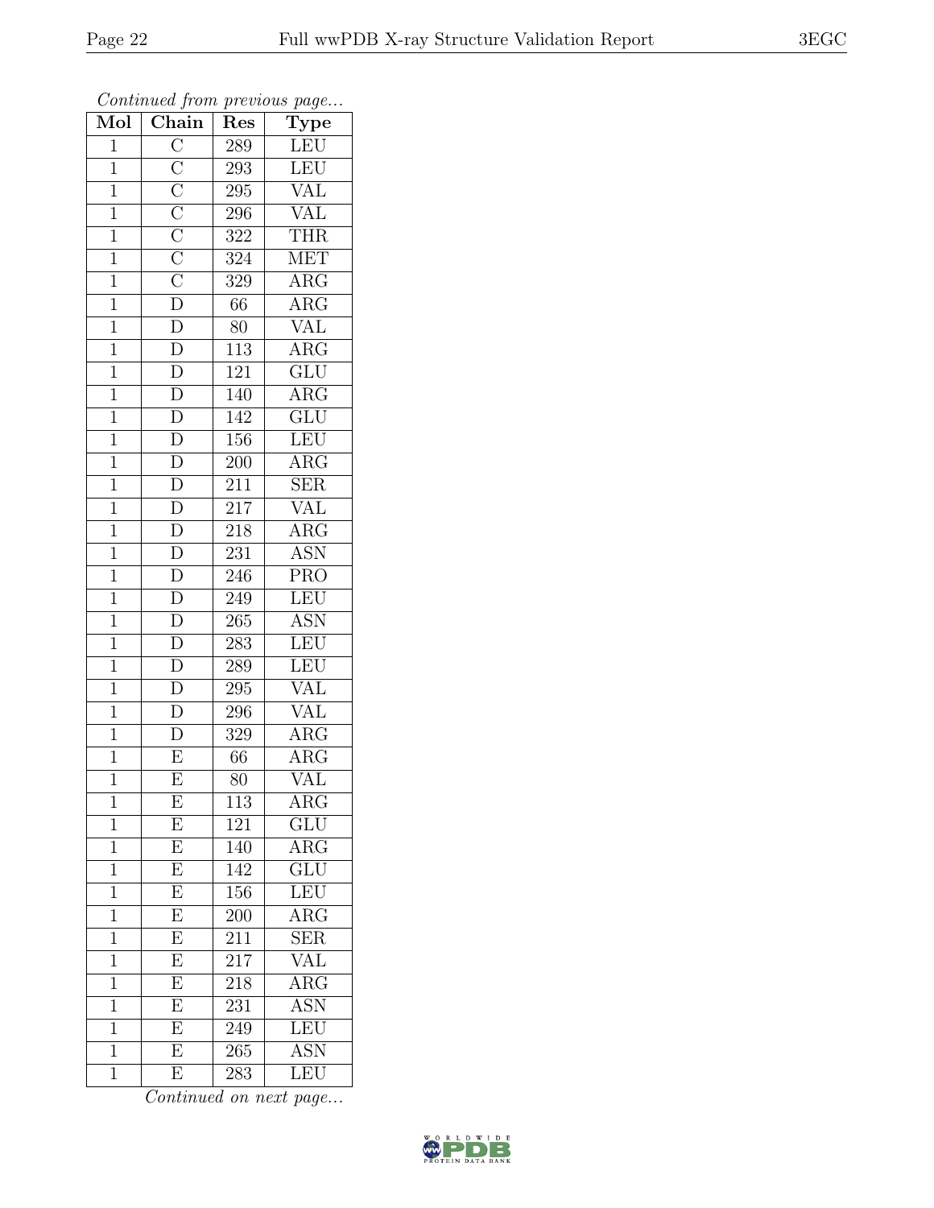*Continued from previous page...*

| Mol | Chain | Res | Type |
|---|---|---|---|
| 1 | C | 289 | LEU |
| 1 | C | 293 | LEU |
| 1 | C | 295 | VAL |
| 1 | C | 296 | VAL |
| 1 | C | 322 | THR |
| 1 | C | 324 | MET |
| 1 | C | 329 | ARG |
| 1 | D | 66 | ARG |
| 1 | D | 80 | VAL |
| 1 | D | 113 | ARG |
| 1 | D | 121 | GLU |
| 1 | D | 140 | ARG |
| 1 | D | 142 | GLU |
| 1 | D | 156 | LEU |
| 1 | D | 200 | ARG |
| 1 | D | 211 | SER |
| 1 | D | 217 | VAL |
| 1 | D | 218 | ARG |
| 1 | D | 231 | ASN |
| 1 | D | 246 | PRO |
| 1 | D | 249 | LEU |
| 1 | D | 265 | ASN |
| 1 | D | 283 | LEU |
| 1 | D | 289 | LEU |
| 1 | D | 295 | VAL |
| 1 | D | 296 | VAL |
| 1 | D | 329 | ARG |
| 1 | E | 66 | ARG |
| 1 | E | 80 | VAL |
| 1 | E | 113 | ARG |
| 1 | E | 121 | GLU |
| 1 | E | 140 | ARG |
| 1 | E | 142 | GLU |
| 1 | E | 156 | LEU |
| 1 | E | 200 | ARG |
| 1 | E | 211 | SER |
| 1 | E | 217 | VAL |
| 1 | E | 218 | ARG |
| 1 | E | 231 | ASN |
| 1 | E | 249 | LEU |
| 1 | E | 265 | ASN |
| 1 | E | 283 | LEU |

*Continued on next page...*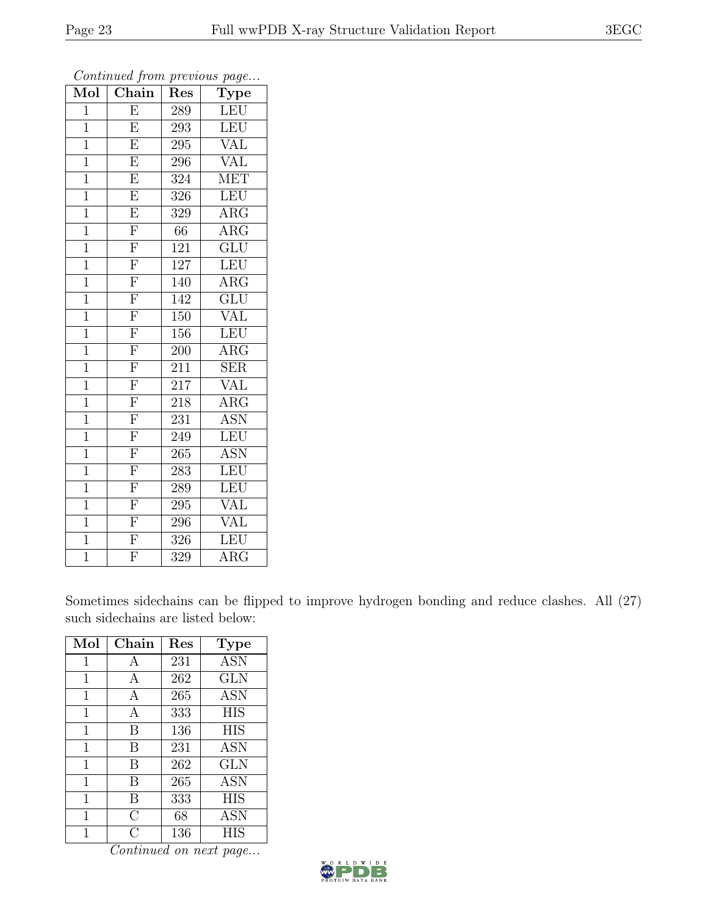*Continued from previous page...*

| Mol | Chain | Res | Type |
|---|---|---|---|
| 1 | E | 289 | LEU |
| 1 | E | 293 | LEU |
| 1 | E | 295 | VAL |
| 1 | E | 296 | VAL |
| 1 | E | 324 | MET |
| 1 | E | 326 | LEU |
| 1 | E | 329 | ARG |
| 1 | F | 66 | ARG |
| 1 | F | 121 | GLU |
| 1 | F | 127 | LEU |
| 1 | F | 140 | ARG |
| 1 | F | 142 | GLU |
| 1 | F | 150 | VAL |
| 1 | F | 156 | LEU |
| 1 | F | 200 | ARG |
| 1 | F | 211 | SER |
| 1 | F | 217 | VAL |
| 1 | F | 218 | ARG |
| 1 | F | 231 | ASN |
| 1 | F | 249 | LEU |
| 1 | F | 265 | ASN |
| 1 | F | 283 | LEU |
| 1 | F | 289 | LEU |
| 1 | F | 295 | VAL |
| 1 | F | 296 | VAL |
| 1 | F | 326 | LEU |
| 1 | F | 329 | ARG |

Sometimes sidechains can be flipped to improve hydrogen bonding and reduce clashes. All (27) such sidechains are listed below:

| Mol | Chain | Res | Type |
|---|---|---|---|
| 1 | A | 231 | ASN |
| 1 | A | 262 | GLN |
| 1 | A | 265 | ASN |
| 1 | A | 333 | HIS |
| 1 | B | 136 | HIS |
| 1 | B | 231 | ASN |
| 1 | B | 262 | GLN |
| 1 | B | 265 | ASN |
| 1 | B | 333 | HIS |
| 1 | C | 68 | ASN |
| 1 | C | 136 | HIS |

*Continued on next page...*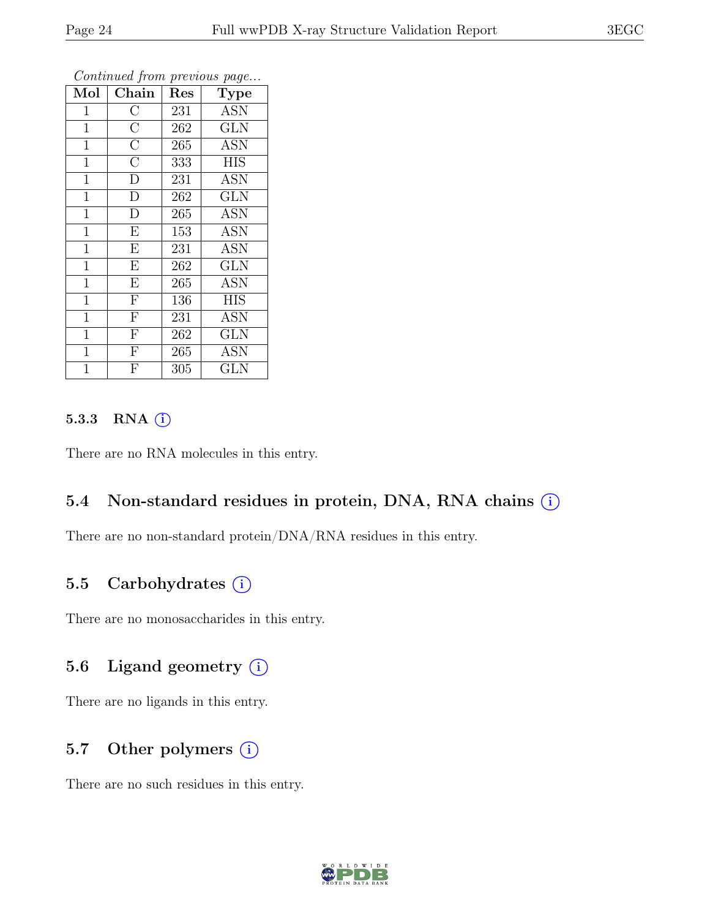*Continued from previous page...*

| Mol | Chain | Res | Type |
|---|---|---|---|
| 1 | C | 231 | ASN |
| 1 | C | 262 | GLN |
| 1 | C | 265 | ASN |
| 1 | C | 333 | HIS |
| 1 | D | 231 | ASN |
| 1 | D | 262 | GLN |
| 1 | D | 265 | ASN |
| 1 | E | 153 | ASN |
| 1 | E | 231 | ASN |
| 1 | E | 262 | GLN |
| 1 | E | 265 | ASN |
| 1 | F | 136 | HIS |
| 1 | F | 231 | ASN |
| 1 | F | 262 | GLN |
| 1 | F | 265 | ASN |
| 1 | F | 305 | GLN |

#### 5.3.3 RNA (i)

There are no RNA molecules in this entry.

### 5.4 Non-standard residues in protein, DNA, RNA chains (i)

There are no non-standard protein/DNA/RNA residues in this entry.

### 5.5 Carbohydrates (i)

There are no monosaccharides in this entry.

### 5.6 Ligand geometry (i)

There are no ligands in this entry.

### 5.7 Other polymers (i)

There are no such residues in this entry.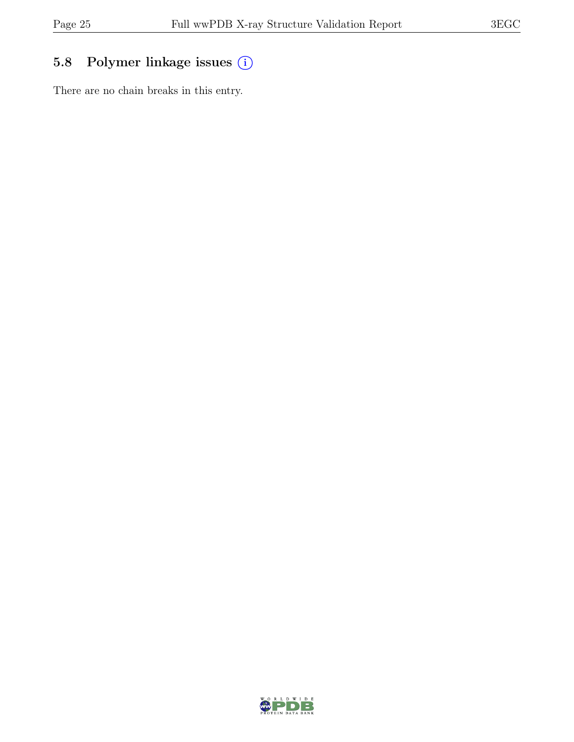## 5.8 Polymer linkage issues (i)

There are no chain breaks in this entry.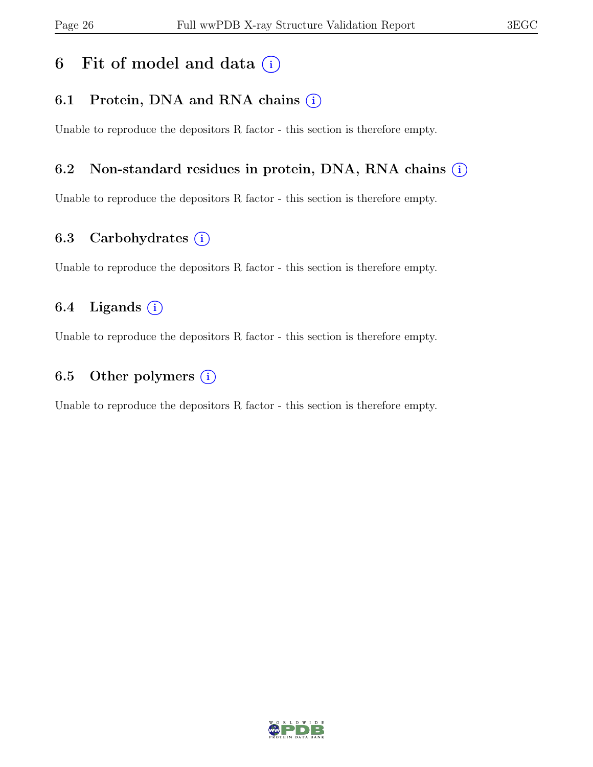# 6 Fit of model and data

## 6.1 Protein, DNA and RNA chains

Unable to reproduce the depositors R factor - this section is therefore empty.

## 6.2 Non-standard residues in protein, DNA, RNA chains

Unable to reproduce the depositors R factor - this section is therefore empty.

## 6.3 Carbohydrates

Unable to reproduce the depositors R factor - this section is therefore empty.

## 6.4 Ligands

Unable to reproduce the depositors R factor - this section is therefore empty.

## 6.5 Other polymers

Unable to reproduce the depositors R factor - this section is therefore empty.